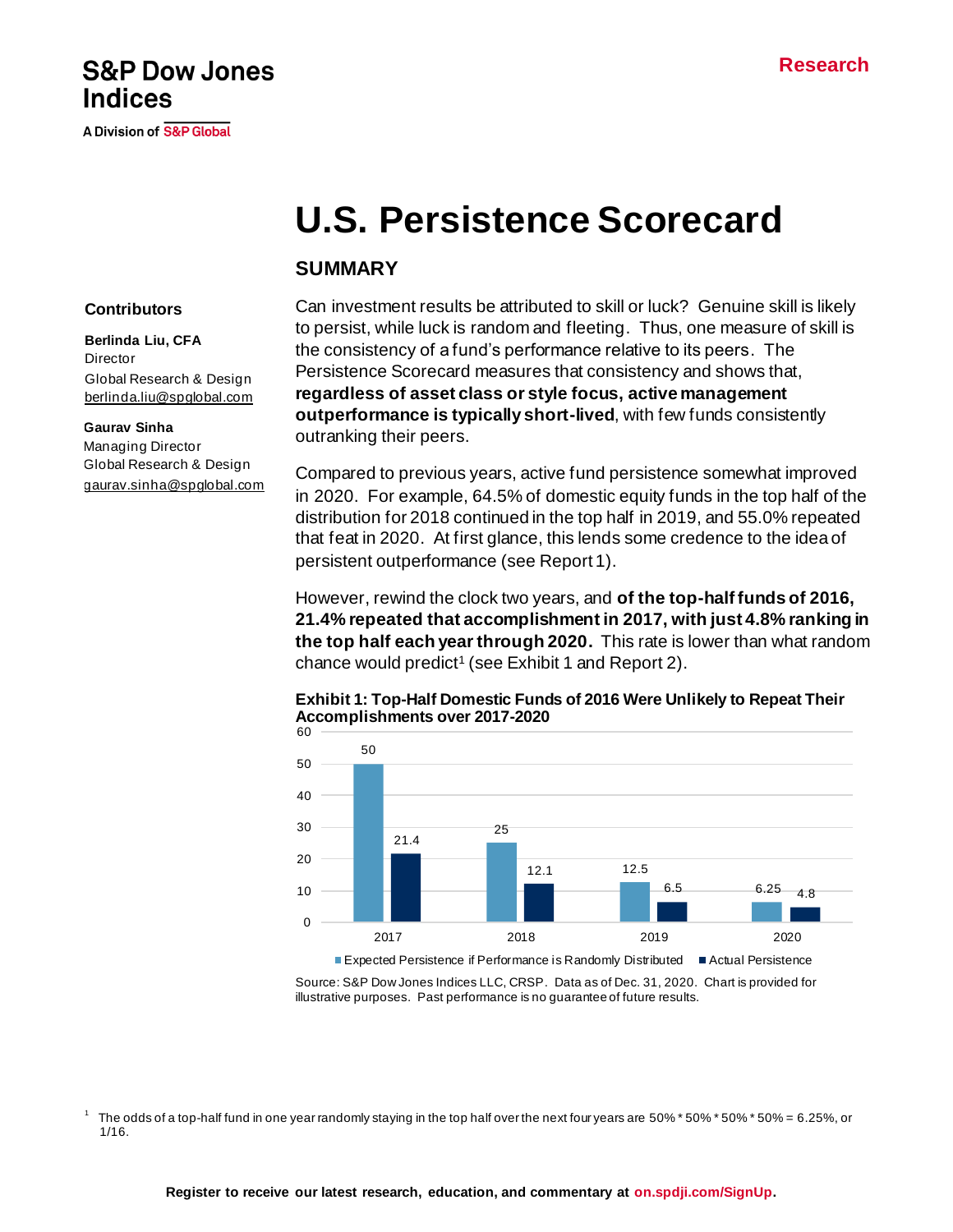S&P Dow Jones Indices

A Division of S&P Global

Research

# U.S. Persistence Scorecard

## SUMMARY

**Contributors**

**Berlinda Liu, CFA**
Director
Global Research & Design
berlinda.liu@spglobal.com

**Gaurav Sinha**
Managing Director
Global Research & Design
gaurav.sinha@spglobal.com

Can investment results be attributed to skill or luck? Genuine skill is likely to persist, while luck is random and fleeting. Thus, one measure of skill is the consistency of a fund's performance relative to its peers. The Persistence Scorecard measures that consistency and shows that, **regardless of asset class or style focus, active management outperformance is typically short-lived**, with few funds consistently outranking their peers.

Compared to previous years, active fund persistence somewhat improved in 2020. For example, 64.5% of domestic equity funds in the top half of the distribution for 2018 continued in the top half in 2019, and 55.0% repeated that feat in 2020. At first glance, this lends some credence to the idea of persistent outperformance (see Report 1).

However, rewind the clock two years, and **of the top-half funds of 2016, 21.4% repeated that accomplishment in 2017, with just 4.8% ranking in the top half each year through 2020.** This rate is lower than what random chance would predict[1] (see Exhibit 1 and Report 2).

**Exhibit 1: Top-Half Domestic Funds of 2016 Were Unlikely to Repeat Their Accomplishments over 2017-2020**

| Year | Expected Persistence if Performance is Randomly Distributed | Actual Persistence |
|---|---|---|
| 2017 | 50 | 21.4 |
| 2018 | 25 | 12.1 |
| 2019 | 12.5 | 6.5 |
| 2020 | 6.25 | 4.8 |

Source: S&P Dow Jones Indices LLC, CRSP. Data as of Dec. 31, 2020. Chart is provided for illustrative purposes. Past performance is no guarantee of future results.

[1] The odds of a top-half fund in one year randomly staying in the top half over the next four years are 50% * 50% * 50% * 50% = 6.25%, or 1/16.

Register to receive our latest research, education, and commentary at on.spdji.com/SignUp.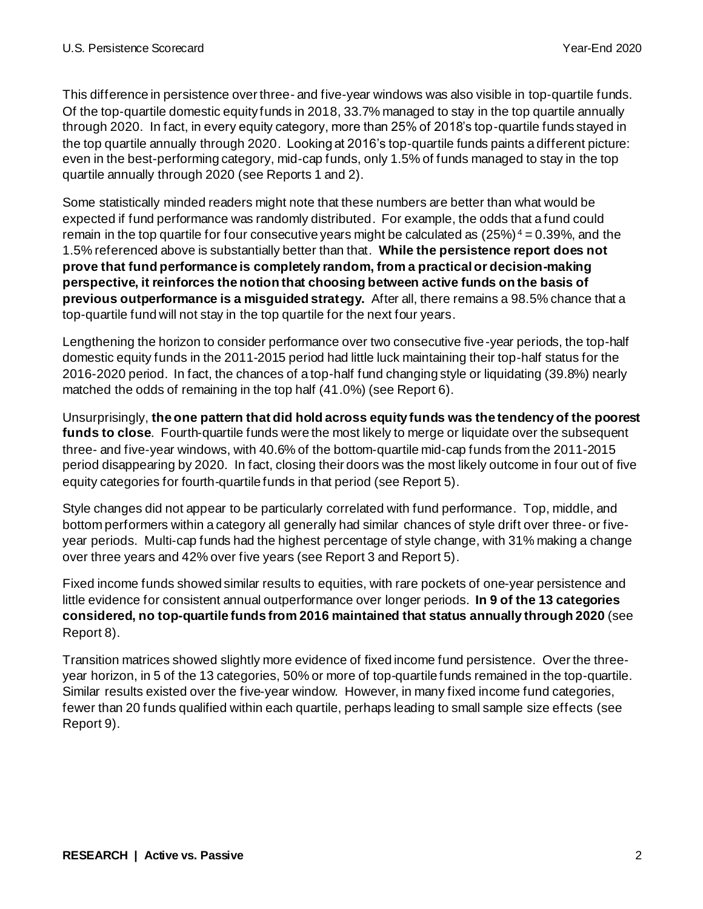This difference in persistence over three- and five-year windows was also visible in top-quartile funds. Of the top-quartile domestic equity funds in 2018, 33.7% managed to stay in the top quartile annually through 2020. In fact, in every equity category, more than 25% of 2018's top-quartile funds stayed in the top quartile annually through 2020. Looking at 2016's top-quartile funds paints a different picture: even in the best-performing category, mid-cap funds, only 1.5% of funds managed to stay in the top quartile annually through 2020 (see Reports 1 and 2).

Some statistically minded readers might note that these numbers are better than what would be expected if fund performance was randomly distributed. For example, the odds that a fund could remain in the top quartile for four consecutive years might be calculated as $(25\%)^4 = 0.39\%$, and the 1.5% referenced above is substantially better than that. **While the persistence report does not prove that fund performance is completely random, from a practical or decision-making perspective, it reinforces the notion that choosing between active funds on the basis of previous outperformance is a misguided strategy.** After all, there remains a 98.5% chance that a top-quartile fund will not stay in the top quartile for the next four years.

Lengthening the horizon to consider performance over two consecutive five-year periods, the top-half domestic equity funds in the 2011-2015 period had little luck maintaining their top-half status for the 2016-2020 period. In fact, the chances of a top-half fund changing style or liquidating (39.8%) nearly matched the odds of remaining in the top half (41.0%) (see Report 6).

Unsurprisingly, **the one pattern that did hold across equity funds was the tendency of the poorest funds to close**. Fourth-quartile funds were the most likely to merge or liquidate over the subsequent three- and five-year windows, with 40.6% of the bottom-quartile mid-cap funds from the 2011-2015 period disappearing by 2020. In fact, closing their doors was the most likely outcome in four out of five equity categories for fourth-quartile funds in that period (see Report 5).

Style changes did not appear to be particularly correlated with fund performance. Top, middle, and bottom performers within a category all generally had similar chances of style drift over three- or five-year periods. Multi-cap funds had the highest percentage of style change, with 31% making a change over three years and 42% over five years (see Report 3 and Report 5).

Fixed income funds showed similar results to equities, with rare pockets of one-year persistence and little evidence for consistent annual outperformance over longer periods. **In 9 of the 13 categories considered, no top-quartile funds from 2016 maintained that status annually through 2020** (see Report 8).

Transition matrices showed slightly more evidence of fixed income fund persistence. Over the three-year horizon, in 5 of the 13 categories, 50% or more of top-quartile funds remained in the top-quartile. Similar results existed over the five-year window. However, in many fixed income fund categories, fewer than 20 funds qualified within each quartile, perhaps leading to small sample size effects (see Report 9).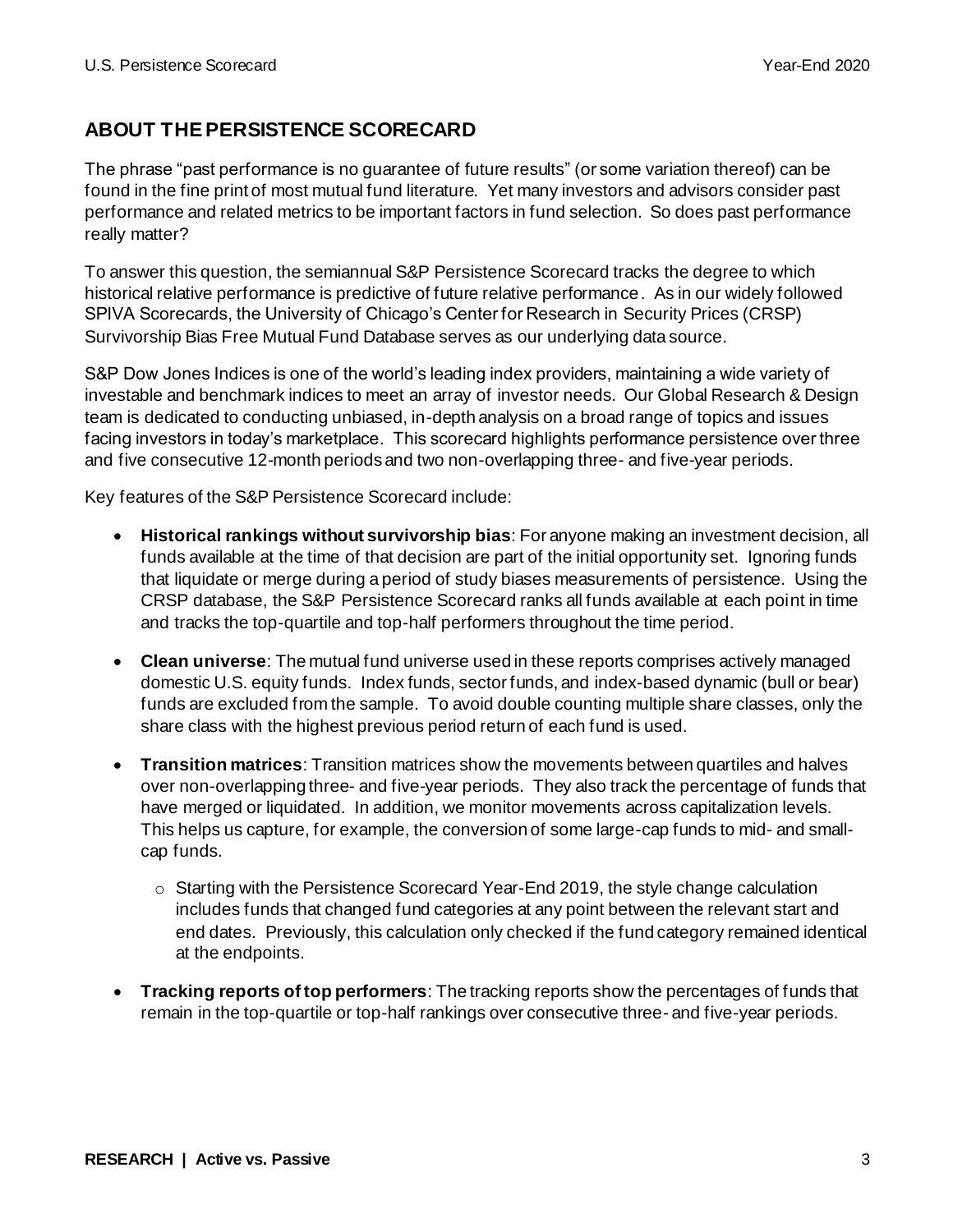## ABOUT THE PERSISTENCE SCORECARD

The phrase "past performance is no guarantee of future results" (or some variation thereof) can be found in the fine print of most mutual fund literature. Yet many investors and advisors consider past performance and related metrics to be important factors in fund selection. So does past performance really matter?

To answer this question, the semiannual S&P Persistence Scorecard tracks the degree to which historical relative performance is predictive of future relative performance. As in our widely followed SPIVA Scorecards, the University of Chicago's Center for Research in Security Prices (CRSP) Survivorship Bias Free Mutual Fund Database serves as our underlying data source.

S&P Dow Jones Indices is one of the world's leading index providers, maintaining a wide variety of investable and benchmark indices to meet an array of investor needs. Our Global Research & Design team is dedicated to conducting unbiased, in-depth analysis on a broad range of topics and issues facing investors in today's marketplace. This scorecard highlights performance persistence over three and five consecutive 12-month periods and two non-overlapping three- and five-year periods.

Key features of the S&P Persistence Scorecard include:

- **Historical rankings without survivorship bias**: For anyone making an investment decision, all funds available at the time of that decision are part of the initial opportunity set. Ignoring funds that liquidate or merge during a period of study biases measurements of persistence. Using the CRSP database, the S&P Persistence Scorecard ranks all funds available at each point in time and tracks the top-quartile and top-half performers throughout the time period.
- **Clean universe**: The mutual fund universe used in these reports comprises actively managed domestic U.S. equity funds. Index funds, sector funds, and index-based dynamic (bull or bear) funds are excluded from the sample. To avoid double counting multiple share classes, only the share class with the highest previous period return of each fund is used.
- **Transition matrices**: Transition matrices show the movements between quartiles and halves over non-overlapping three- and five-year periods. They also track the percentage of funds that have merged or liquidated. In addition, we monitor movements across capitalization levels. This helps us capture, for example, the conversion of some large-cap funds to mid- and small-cap funds.
    - Starting with the Persistence Scorecard Year-End 2019, the style change calculation includes funds that changed fund categories at any point between the relevant start and end dates. Previously, this calculation only checked if the fund category remained identical at the endpoints.
- **Tracking reports of top performers**: The tracking reports show the percentages of funds that remain in the top-quartile or top-half rankings over consecutive three- and five-year periods.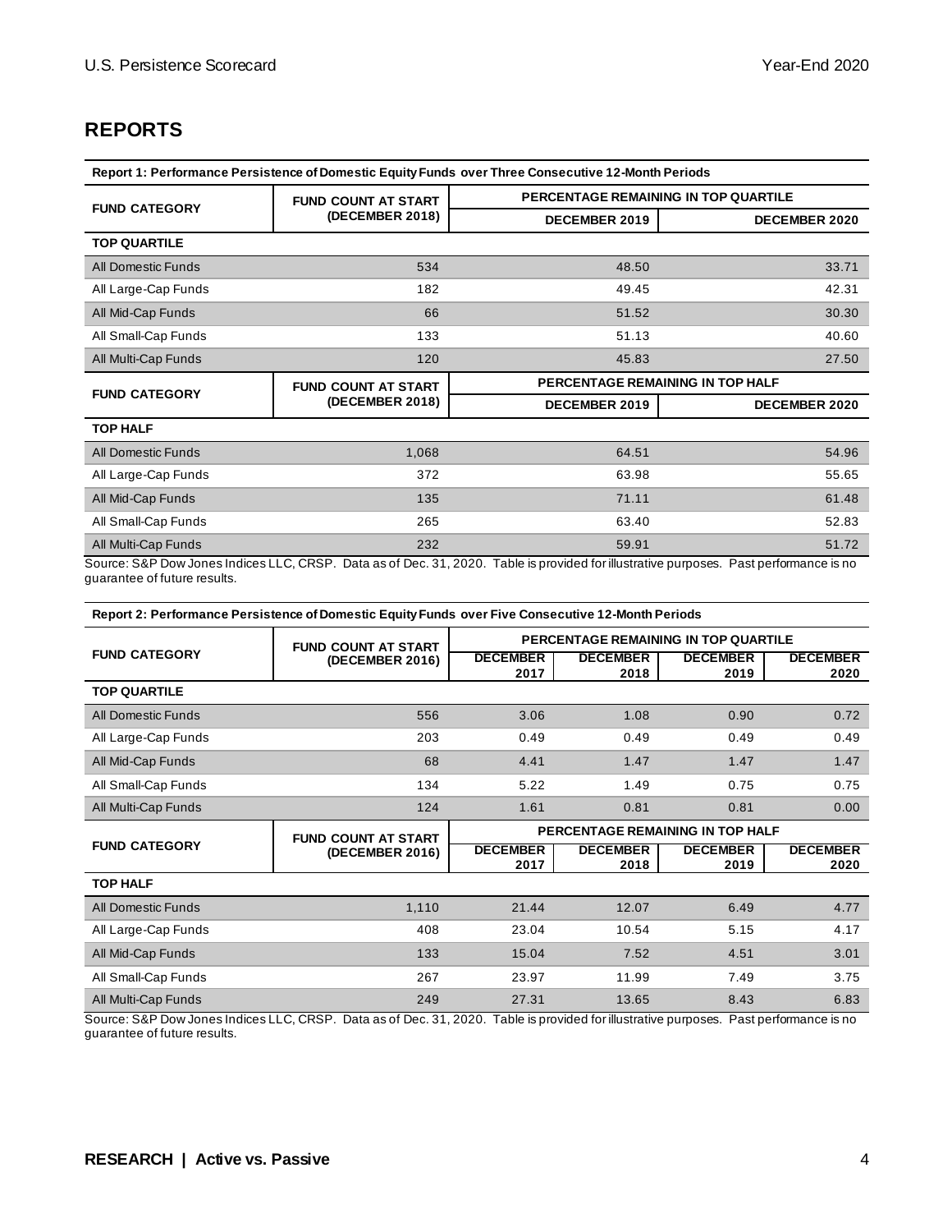## REPORTS

**Report 1: Performance Persistence of Domestic Equity Funds over Three Consecutive 12-Month Periods**

| FUND CATEGORY | FUND COUNT AT START (DECEMBER 2018) | PERCENTAGE REMAINING IN TOP QUARTILE | |
|---|---|---|---|
| | | DECEMBER 2019 | DECEMBER 2020 |
| **TOP QUARTILE** | | | |
| All Domestic Funds | 534 | 48.50 | 33.71 |
| All Large-Cap Funds | 182 | 49.45 | 42.31 |
| All Mid-Cap Funds | 66 | 51.52 | 30.30 |
| All Small-Cap Funds | 133 | 51.13 | 40.60 |
| All Multi-Cap Funds | 120 | 45.83 | 27.50 |
| **FUND CATEGORY** | **FUND COUNT AT START (DECEMBER 2018)** | **PERCENTAGE REMAINING IN TOP HALF** | |
| | | **DECEMBER 2019** | **DECEMBER 2020** |
| **TOP HALF** | | | |
| All Domestic Funds | 1,068 | 64.51 | 54.96 |
| All Large-Cap Funds | 372 | 63.98 | 55.65 |
| All Mid-Cap Funds | 135 | 71.11 | 61.48 |
| All Small-Cap Funds | 265 | 63.40 | 52.83 |
| All Multi-Cap Funds | 232 | 59.91 | 51.72 |

Source: S&P Dow Jones Indices LLC, CRSP. Data as of Dec. 31, 2020. Table is provided for illustrative purposes. Past performance is no guarantee of future results.

**Report 2: Performance Persistence of Domestic Equity Funds over Five Consecutive 12-Month Periods**

| FUND CATEGORY | FUND COUNT AT START (DECEMBER 2016) | PERCENTAGE REMAINING IN TOP QUARTILE | | | |
|---|---|---|---|---|---|
| | | DECEMBER 2017 | DECEMBER 2018 | DECEMBER 2019 | DECEMBER 2020 |
| **TOP QUARTILE** | | | | | |
| All Domestic Funds | 556 | 3.06 | 1.08 | 0.90 | 0.72 |
| All Large-Cap Funds | 203 | 0.49 | 0.49 | 0.49 | 0.49 |
| All Mid-Cap Funds | 68 | 4.41 | 1.47 | 1.47 | 1.47 |
| All Small-Cap Funds | 134 | 5.22 | 1.49 | 0.75 | 0.75 |
| All Multi-Cap Funds | 124 | 1.61 | 0.81 | 0.81 | 0.00 |
| **FUND CATEGORY** | **FUND COUNT AT START (DECEMBER 2016)** | **PERCENTAGE REMAINING IN TOP HALF** | | | |
| | | **DECEMBER 2017** | **DECEMBER 2018** | **DECEMBER 2019** | **DECEMBER 2020** |
| **TOP HALF** | | | | | |
| All Domestic Funds | 1,110 | 21.44 | 12.07 | 6.49 | 4.77 |
| All Large-Cap Funds | 408 | 23.04 | 10.54 | 5.15 | 4.17 |
| All Mid-Cap Funds | 133 | 15.04 | 7.52 | 4.51 | 3.01 |
| All Small-Cap Funds | 267 | 23.97 | 11.99 | 7.49 | 3.75 |
| All Multi-Cap Funds | 249 | 27.31 | 13.65 | 8.43 | 6.83 |

Source: S&P Dow Jones Indices LLC, CRSP. Data as of Dec. 31, 2020. Table is provided for illustrative purposes. Past performance is no guarantee of future results.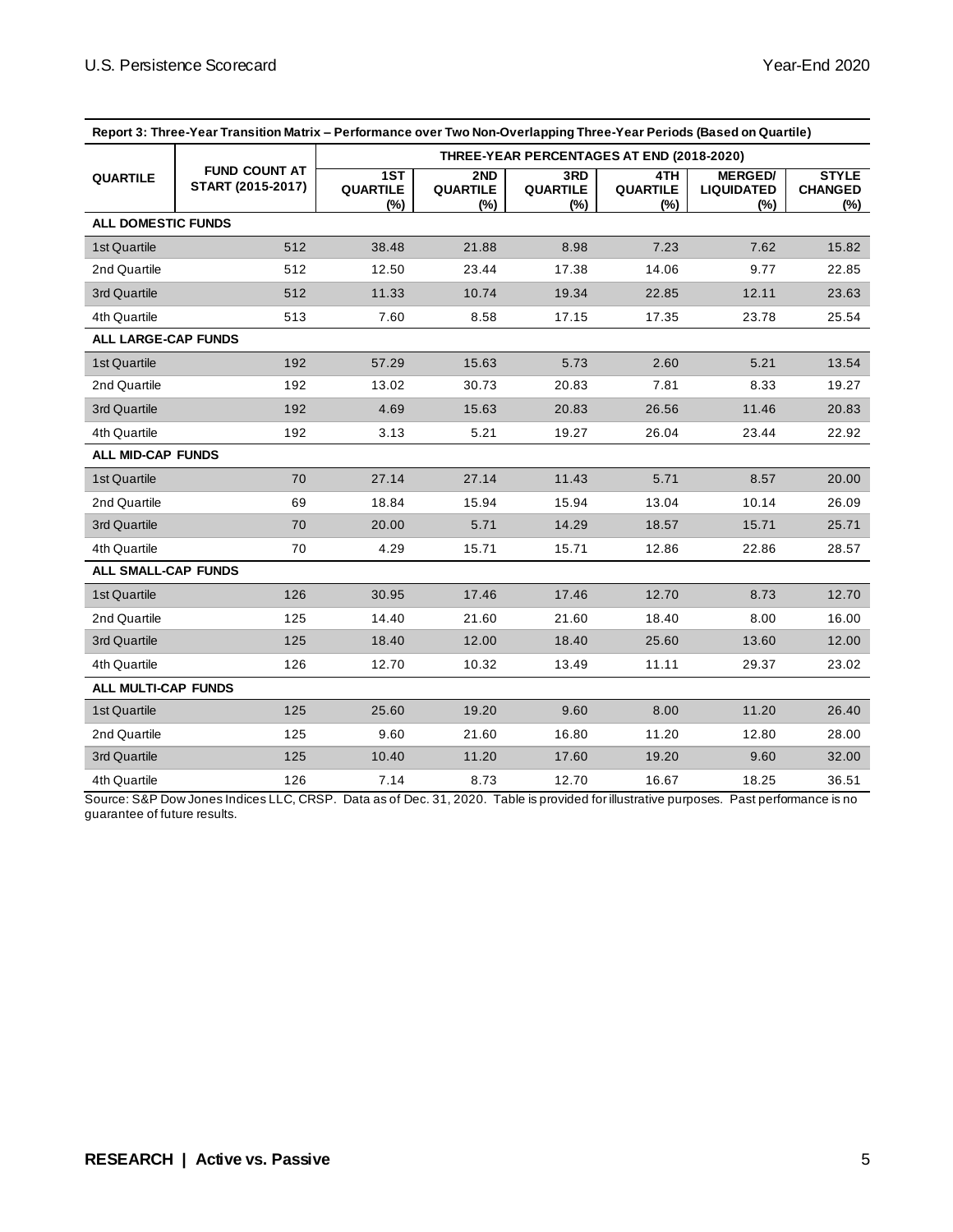| Report 3: Three-Year Transition Matrix – Performance over Two Non-Overlapping Three-Year Periods (Based on Quartile) | | | | | | | |
|---|---|---|---|---|---|---|---|
| QUARTILE | FUND COUNT AT START (2015-2017) | THREE-YEAR PERCENTAGES AT END (2018-2020) | | | | | |
| | | 1ST QUARTILE (%) | 2ND QUARTILE (%) | 3RD QUARTILE (%) | 4TH QUARTILE (%) | MERGED/ LIQUIDATED (%) | STYLE CHANGED (%) |
| **ALL DOMESTIC FUNDS** | | | | | | | |
| 1st Quartile | 512 | 38.48 | 21.88 | 8.98 | 7.23 | 7.62 | 15.82 |
| 2nd Quartile | 512 | 12.50 | 23.44 | 17.38 | 14.06 | 9.77 | 22.85 |
| 3rd Quartile | 512 | 11.33 | 10.74 | 19.34 | 22.85 | 12.11 | 23.63 |
| 4th Quartile | 513 | 7.60 | 8.58 | 17.15 | 17.35 | 23.78 | 25.54 |
| **ALL LARGE-CAP FUNDS** | | | | | | | |
| 1st Quartile | 192 | 57.29 | 15.63 | 5.73 | 2.60 | 5.21 | 13.54 |
| 2nd Quartile | 192 | 13.02 | 30.73 | 20.83 | 7.81 | 8.33 | 19.27 |
| 3rd Quartile | 192 | 4.69 | 15.63 | 20.83 | 26.56 | 11.46 | 20.83 |
| 4th Quartile | 192 | 3.13 | 5.21 | 19.27 | 26.04 | 23.44 | 22.92 |
| **ALL MID-CAP FUNDS** | | | | | | | |
| 1st Quartile | 70 | 27.14 | 27.14 | 11.43 | 5.71 | 8.57 | 20.00 |
| 2nd Quartile | 69 | 18.84 | 15.94 | 15.94 | 13.04 | 10.14 | 26.09 |
| 3rd Quartile | 70 | 20.00 | 5.71 | 14.29 | 18.57 | 15.71 | 25.71 |
| 4th Quartile | 70 | 4.29 | 15.71 | 15.71 | 12.86 | 22.86 | 28.57 |
| **ALL SMALL-CAP FUNDS** | | | | | | | |
| 1st Quartile | 126 | 30.95 | 17.46 | 17.46 | 12.70 | 8.73 | 12.70 |
| 2nd Quartile | 125 | 14.40 | 21.60 | 21.60 | 18.40 | 8.00 | 16.00 |
| 3rd Quartile | 125 | 18.40 | 12.00 | 18.40 | 25.60 | 13.60 | 12.00 |
| 4th Quartile | 126 | 12.70 | 10.32 | 13.49 | 11.11 | 29.37 | 23.02 |
| **ALL MULTI-CAP FUNDS** | | | | | | | |
| 1st Quartile | 125 | 25.60 | 19.20 | 9.60 | 8.00 | 11.20 | 26.40 |
| 2nd Quartile | 125 | 9.60 | 21.60 | 16.80 | 11.20 | 12.80 | 28.00 |
| 3rd Quartile | 125 | 10.40 | 11.20 | 17.60 | 19.20 | 9.60 | 32.00 |
| 4th Quartile | 126 | 7.14 | 8.73 | 12.70 | 16.67 | 18.25 | 36.51 |

Source: S&P Dow Jones Indices LLC, CRSP. Data as of Dec. 31, 2020. Table is provided for illustrative purposes. Past performance is no guarantee of future results.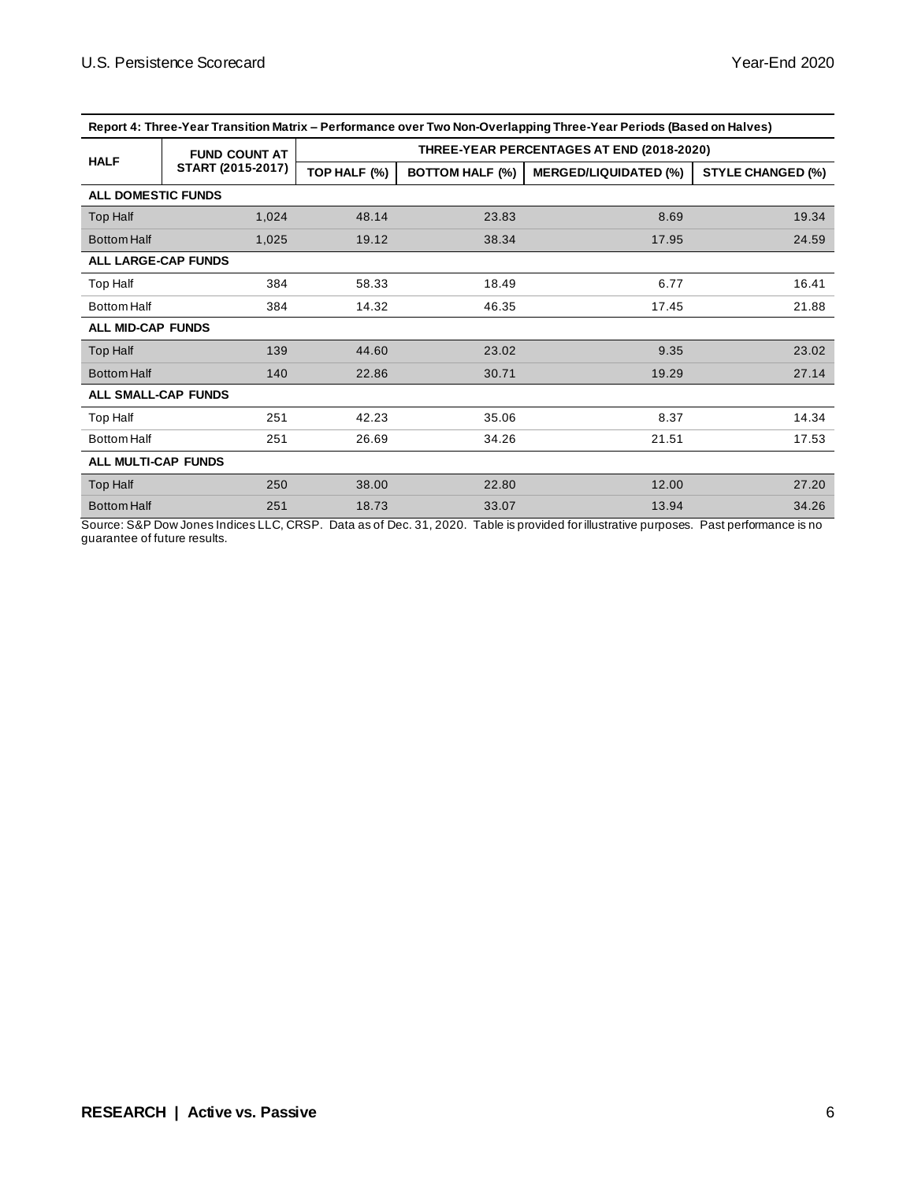| Report 4: Three-Year Transition Matrix – Performance over Two Non-Overlapping Three-Year Periods (Based on Halves) | | | | | |
|---|---|---|---|---|---|
| HALF | FUND COUNT AT START (2015-2017) | THREE-YEAR PERCENTAGES AT END (2018-2020) | | | |
| | | TOP HALF (%) | BOTTOM HALF (%) | MERGED/LIQUIDATED (%) | STYLE CHANGED (%) |
| **ALL DOMESTIC FUNDS** | | | | | |
| Top Half | 1,024 | 48.14 | 23.83 | 8.69 | 19.34 |
| Bottom Half | 1,025 | 19.12 | 38.34 | 17.95 | 24.59 |
| **ALL LARGE-CAP FUNDS** | | | | | |
| Top Half | 384 | 58.33 | 18.49 | 6.77 | 16.41 |
| Bottom Half | 384 | 14.32 | 46.35 | 17.45 | 21.88 |
| **ALL MID-CAP FUNDS** | | | | | |
| Top Half | 139 | 44.60 | 23.02 | 9.35 | 23.02 |
| Bottom Half | 140 | 22.86 | 30.71 | 19.29 | 27.14 |
| **ALL SMALL-CAP FUNDS** | | | | | |
| Top Half | 251 | 42.23 | 35.06 | 8.37 | 14.34 |
| Bottom Half | 251 | 26.69 | 34.26 | 21.51 | 17.53 |
| **ALL MULTI-CAP FUNDS** | | | | | |
| Top Half | 250 | 38.00 | 22.80 | 12.00 | 27.20 |
| Bottom Half | 251 | 18.73 | 33.07 | 13.94 | 34.26 |

Source: S&P Dow Jones Indices LLC, CRSP. Data as of Dec. 31, 2020. Table is provided for illustrative purposes. Past performance is no guarantee of future results.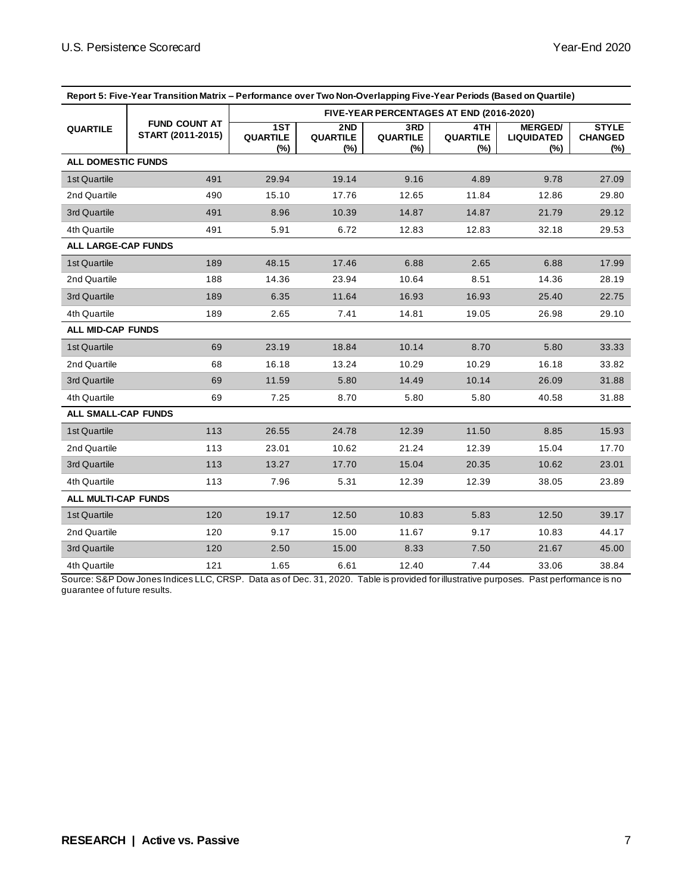**Report 5: Five-Year Transition Matrix – Performance over Two Non-Overlapping Five-Year Periods (Based on Quartile)**

| QUARTILE | FUND COUNT AT START (2011-2015) | FIVE-YEAR PERCENTAGES AT END (2016-2020) | | | | | |
|---|---|---|---|---|---|---|---|
| | | 1ST QUARTILE (%) | 2ND QUARTILE (%) | 3RD QUARTILE (%) | 4TH QUARTILE (%) | MERGED/ LIQUIDATED (%) | STYLE CHANGED (%) |
| **ALL DOMESTIC FUNDS** | | | | | | | |
| 1st Quartile | 491 | 29.94 | 19.14 | 9.16 | 4.89 | 9.78 | 27.09 |
| 2nd Quartile | 490 | 15.10 | 17.76 | 12.65 | 11.84 | 12.86 | 29.80 |
| 3rd Quartile | 491 | 8.96 | 10.39 | 14.87 | 14.87 | 21.79 | 29.12 |
| 4th Quartile | 491 | 5.91 | 6.72 | 12.83 | 12.83 | 32.18 | 29.53 |
| **ALL LARGE-CAP FUNDS** | | | | | | | |
| 1st Quartile | 189 | 48.15 | 17.46 | 6.88 | 2.65 | 6.88 | 17.99 |
| 2nd Quartile | 188 | 14.36 | 23.94 | 10.64 | 8.51 | 14.36 | 28.19 |
| 3rd Quartile | 189 | 6.35 | 11.64 | 16.93 | 16.93 | 25.40 | 22.75 |
| 4th Quartile | 189 | 2.65 | 7.41 | 14.81 | 19.05 | 26.98 | 29.10 |
| **ALL MID-CAP FUNDS** | | | | | | | |
| 1st Quartile | 69 | 23.19 | 18.84 | 10.14 | 8.70 | 5.80 | 33.33 |
| 2nd Quartile | 68 | 16.18 | 13.24 | 10.29 | 10.29 | 16.18 | 33.82 |
| 3rd Quartile | 69 | 11.59 | 5.80 | 14.49 | 10.14 | 26.09 | 31.88 |
| 4th Quartile | 69 | 7.25 | 8.70 | 5.80 | 5.80 | 40.58 | 31.88 |
| **ALL SMALL-CAP FUNDS** | | | | | | | |
| 1st Quartile | 113 | 26.55 | 24.78 | 12.39 | 11.50 | 8.85 | 15.93 |
| 2nd Quartile | 113 | 23.01 | 10.62 | 21.24 | 12.39 | 15.04 | 17.70 |
| 3rd Quartile | 113 | 13.27 | 17.70 | 15.04 | 20.35 | 10.62 | 23.01 |
| 4th Quartile | 113 | 7.96 | 5.31 | 12.39 | 12.39 | 38.05 | 23.89 |
| **ALL MULTI-CAP FUNDS** | | | | | | | |
| 1st Quartile | 120 | 19.17 | 12.50 | 10.83 | 5.83 | 12.50 | 39.17 |
| 2nd Quartile | 120 | 9.17 | 15.00 | 11.67 | 9.17 | 10.83 | 44.17 |
| 3rd Quartile | 120 | 2.50 | 15.00 | 8.33 | 7.50 | 21.67 | 45.00 |
| 4th Quartile | 121 | 1.65 | 6.61 | 12.40 | 7.44 | 33.06 | 38.84 |

Source: S&P Dow Jones Indices LLC, CRSP. Data as of Dec. 31, 2020. Table is provided for illustrative purposes. Past performance is no guarantee of future results.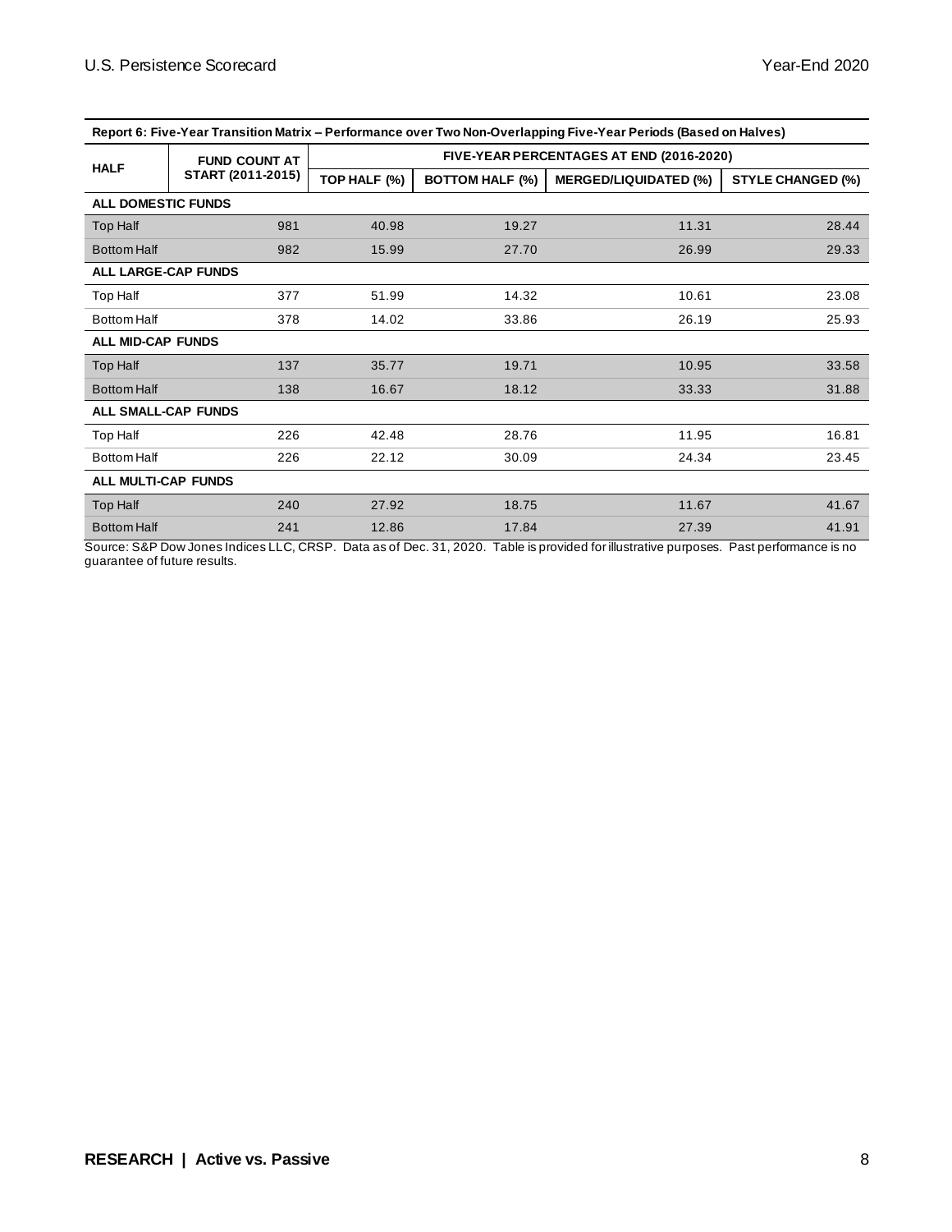| Report 6: Five-Year Transition Matrix – Performance over Two Non-Overlapping Five-Year Periods (Based on Halves) | | | | | |
|---|---|---|---|---|---|
| HALF | FUND COUNT AT START (2011-2015) | FIVE-YEAR PERCENTAGES AT END (2016-2020) | | | |
| | | TOP HALF (%) | BOTTOM HALF (%) | MERGED/LIQUIDATED (%) | STYLE CHANGED (%) |
| **ALL DOMESTIC FUNDS** | | | | | |
| Top Half | 981 | 40.98 | 19.27 | 11.31 | 28.44 |
| Bottom Half | 982 | 15.99 | 27.70 | 26.99 | 29.33 |
| **ALL LARGE-CAP FUNDS** | | | | | |
| Top Half | 377 | 51.99 | 14.32 | 10.61 | 23.08 |
| Bottom Half | 378 | 14.02 | 33.86 | 26.19 | 25.93 |
| **ALL MID-CAP FUNDS** | | | | | |
| Top Half | 137 | 35.77 | 19.71 | 10.95 | 33.58 |
| Bottom Half | 138 | 16.67 | 18.12 | 33.33 | 31.88 |
| **ALL SMALL-CAP FUNDS** | | | | | |
| Top Half | 226 | 42.48 | 28.76 | 11.95 | 16.81 |
| Bottom Half | 226 | 22.12 | 30.09 | 24.34 | 23.45 |
| **ALL MULTI-CAP FUNDS** | | | | | |
| Top Half | 240 | 27.92 | 18.75 | 11.67 | 41.67 |
| Bottom Half | 241 | 12.86 | 17.84 | 27.39 | 41.91 |

Source: S&P Dow Jones Indices LLC, CRSP. Data as of Dec. 31, 2020. Table is provided for illustrative purposes. Past performance is no guarantee of future results.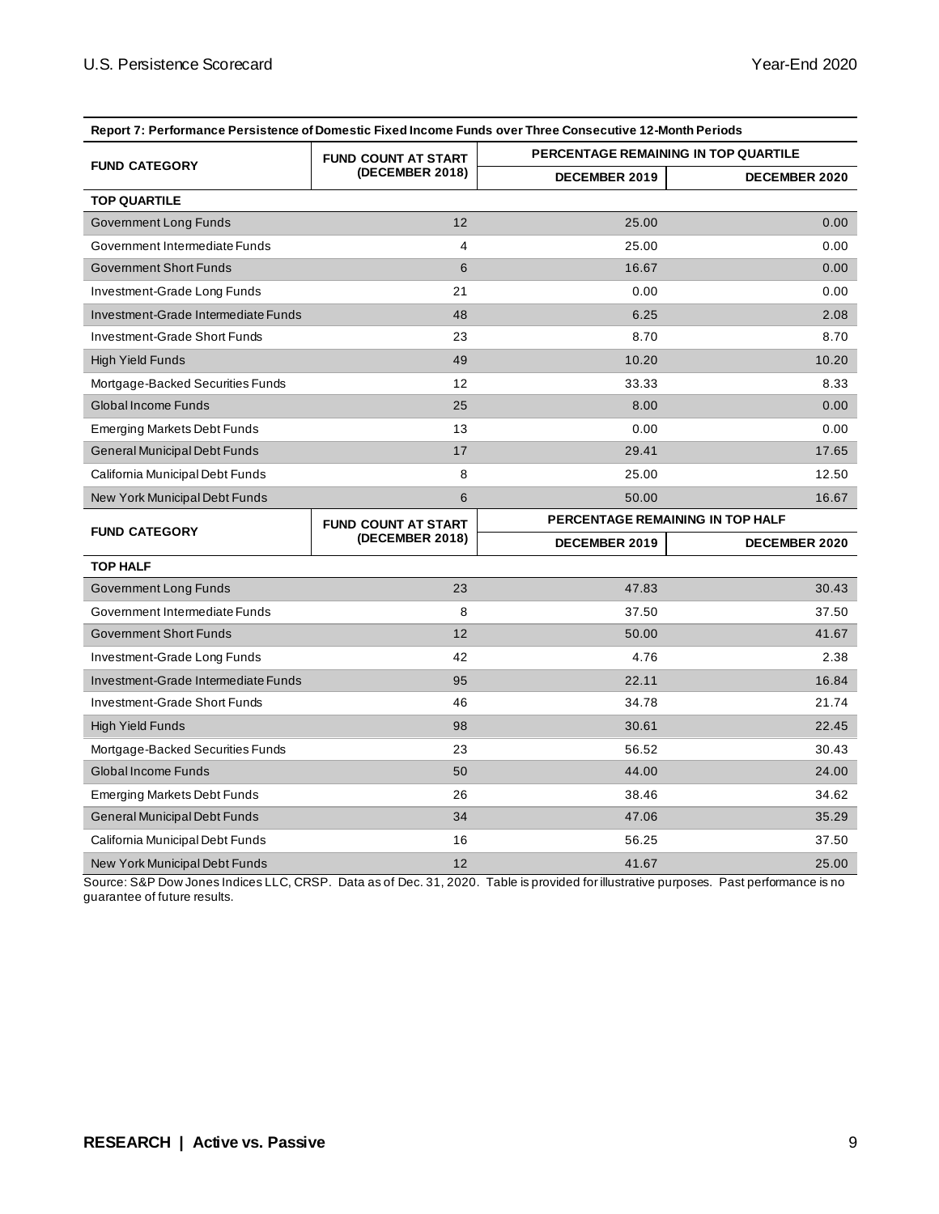**Report 7: Performance Persistence of Domestic Fixed Income Funds over Three Consecutive 12-Month Periods**

| FUND CATEGORY | FUND COUNT AT START (DECEMBER 2018) | PERCENTAGE REMAINING IN TOP QUARTILE | |
|---|---|---|---|
| | | DECEMBER 2019 | DECEMBER 2020 |
| **TOP QUARTILE** | | | |
| Government Long Funds | 12 | 25.00 | 0.00 |
| Government Intermediate Funds | 4 | 25.00 | 0.00 |
| Government Short Funds | 6 | 16.67 | 0.00 |
| Investment-Grade Long Funds | 21 | 0.00 | 0.00 |
| Investment-Grade Intermediate Funds | 48 | 6.25 | 2.08 |
| Investment-Grade Short Funds | 23 | 8.70 | 8.70 |
| High Yield Funds | 49 | 10.20 | 10.20 |
| Mortgage-Backed Securities Funds | 12 | 33.33 | 8.33 |
| Global Income Funds | 25 | 8.00 | 0.00 |
| Emerging Markets Debt Funds | 13 | 0.00 | 0.00 |
| General Municipal Debt Funds | 17 | 29.41 | 17.65 |
| California Municipal Debt Funds | 8 | 25.00 | 12.50 |
| New York Municipal Debt Funds | 6 | 50.00 | 16.67 |
| **FUND CATEGORY** | **FUND COUNT AT START (DECEMBER 2018)** | **PERCENTAGE REMAINING IN TOP HALF** | |
| | | **DECEMBER 2019** | **DECEMBER 2020** |
| **TOP HALF** | | | |
| Government Long Funds | 23 | 47.83 | 30.43 |
| Government Intermediate Funds | 8 | 37.50 | 37.50 |
| Government Short Funds | 12 | 50.00 | 41.67 |
| Investment-Grade Long Funds | 42 | 4.76 | 2.38 |
| Investment-Grade Intermediate Funds | 95 | 22.11 | 16.84 |
| Investment-Grade Short Funds | 46 | 34.78 | 21.74 |
| High Yield Funds | 98 | 30.61 | 22.45 |
| Mortgage-Backed Securities Funds | 23 | 56.52 | 30.43 |
| Global Income Funds | 50 | 44.00 | 24.00 |
| Emerging Markets Debt Funds | 26 | 38.46 | 34.62 |
| General Municipal Debt Funds | 34 | 47.06 | 35.29 |
| California Municipal Debt Funds | 16 | 56.25 | 37.50 |
| New York Municipal Debt Funds | 12 | 41.67 | 25.00 |

Source: S&P Dow Jones Indices LLC, CRSP. Data as of Dec. 31, 2020. Table is provided for illustrative purposes. Past performance is no guarantee of future results.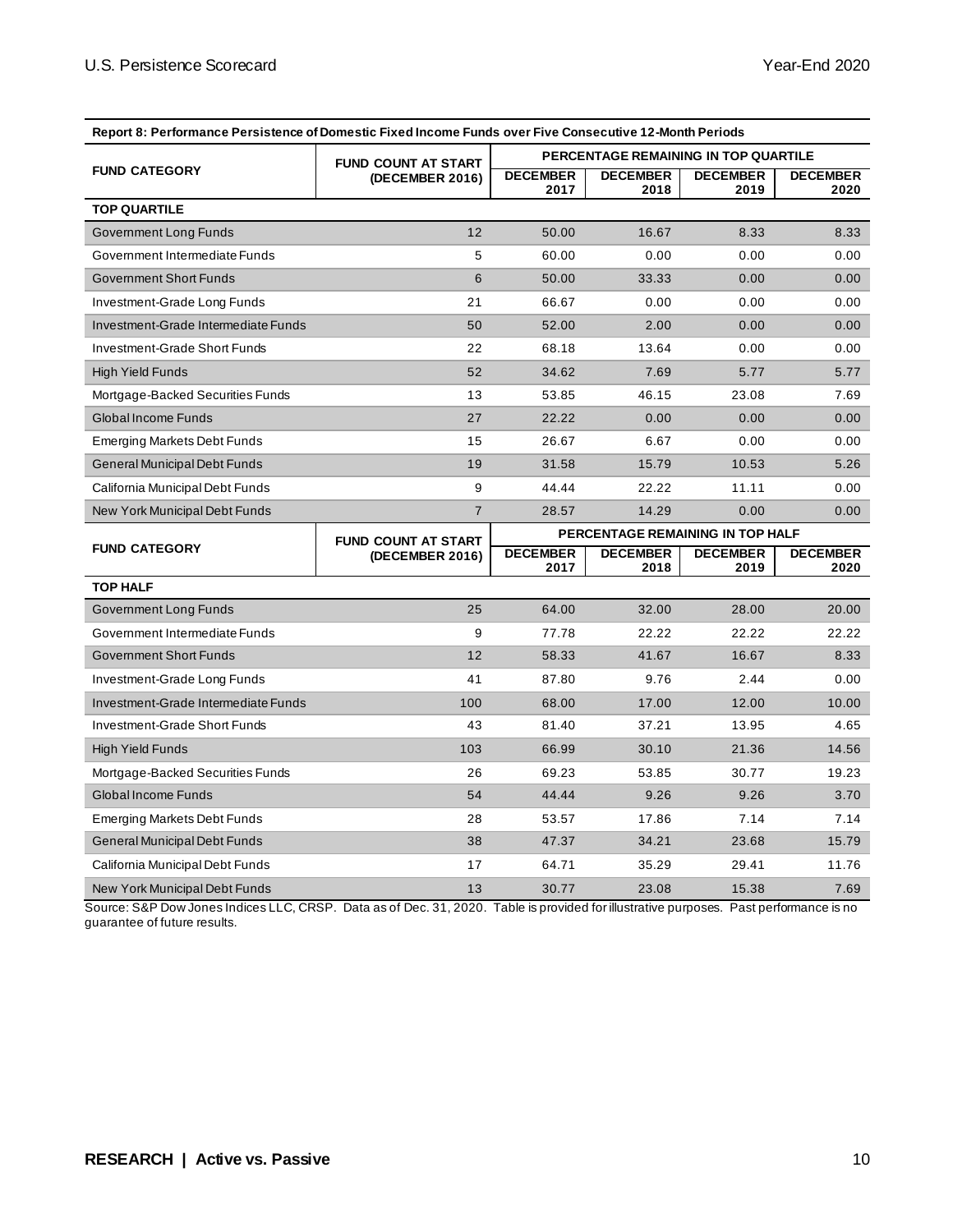**Report 8: Performance Persistence of Domestic Fixed Income Funds over Five Consecutive 12-Month Periods**

| FUND CATEGORY | FUND COUNT AT START (DECEMBER 2016) | PERCENTAGE REMAINING IN TOP QUARTILE | | | |
|---|---|---|---|---|---|
| | | DECEMBER 2017 | DECEMBER 2018 | DECEMBER 2019 | DECEMBER 2020 |
| **TOP QUARTILE** | | | | | |
| Government Long Funds | 12 | 50.00 | 16.67 | 8.33 | 8.33 |
| Government Intermediate Funds | 5 | 60.00 | 0.00 | 0.00 | 0.00 |
| Government Short Funds | 6 | 50.00 | 33.33 | 0.00 | 0.00 |
| Investment-Grade Long Funds | 21 | 66.67 | 0.00 | 0.00 | 0.00 |
| Investment-Grade Intermediate Funds | 50 | 52.00 | 2.00 | 0.00 | 0.00 |
| Investment-Grade Short Funds | 22 | 68.18 | 13.64 | 0.00 | 0.00 |
| High Yield Funds | 52 | 34.62 | 7.69 | 5.77 | 5.77 |
| Mortgage-Backed Securities Funds | 13 | 53.85 | 46.15 | 23.08 | 7.69 |
| Global Income Funds | 27 | 22.22 | 0.00 | 0.00 | 0.00 |
| Emerging Markets Debt Funds | 15 | 26.67 | 6.67 | 0.00 | 0.00 |
| General Municipal Debt Funds | 19 | 31.58 | 15.79 | 10.53 | 5.26 |
| California Municipal Debt Funds | 9 | 44.44 | 22.22 | 11.11 | 0.00 |
| New York Municipal Debt Funds | 7 | 28.57 | 14.29 | 0.00 | 0.00 |
| **FUND CATEGORY** | **FUND COUNT AT START (DECEMBER 2016)** | **PERCENTAGE REMAINING IN TOP HALF** | | | |
| | | **DECEMBER 2017** | **DECEMBER 2018** | **DECEMBER 2019** | **DECEMBER 2020** |
| **TOP HALF** | | | | | |
| Government Long Funds | 25 | 64.00 | 32.00 | 28.00 | 20.00 |
| Government Intermediate Funds | 9 | 77.78 | 22.22 | 22.22 | 22.22 |
| Government Short Funds | 12 | 58.33 | 41.67 | 16.67 | 8.33 |
| Investment-Grade Long Funds | 41 | 87.80 | 9.76 | 2.44 | 0.00 |
| Investment-Grade Intermediate Funds | 100 | 68.00 | 17.00 | 12.00 | 10.00 |
| Investment-Grade Short Funds | 43 | 81.40 | 37.21 | 13.95 | 4.65 |
| High Yield Funds | 103 | 66.99 | 30.10 | 21.36 | 14.56 |
| Mortgage-Backed Securities Funds | 26 | 69.23 | 53.85 | 30.77 | 19.23 |
| Global Income Funds | 54 | 44.44 | 9.26 | 9.26 | 3.70 |
| Emerging Markets Debt Funds | 28 | 53.57 | 17.86 | 7.14 | 7.14 |
| General Municipal Debt Funds | 38 | 47.37 | 34.21 | 23.68 | 15.79 |
| California Municipal Debt Funds | 17 | 64.71 | 35.29 | 29.41 | 11.76 |
| New York Municipal Debt Funds | 13 | 30.77 | 23.08 | 15.38 | 7.69 |

Source: S&P Dow Jones Indices LLC, CRSP. Data as of Dec. 31, 2020. Table is provided for illustrative purposes. Past performance is no guarantee of future results.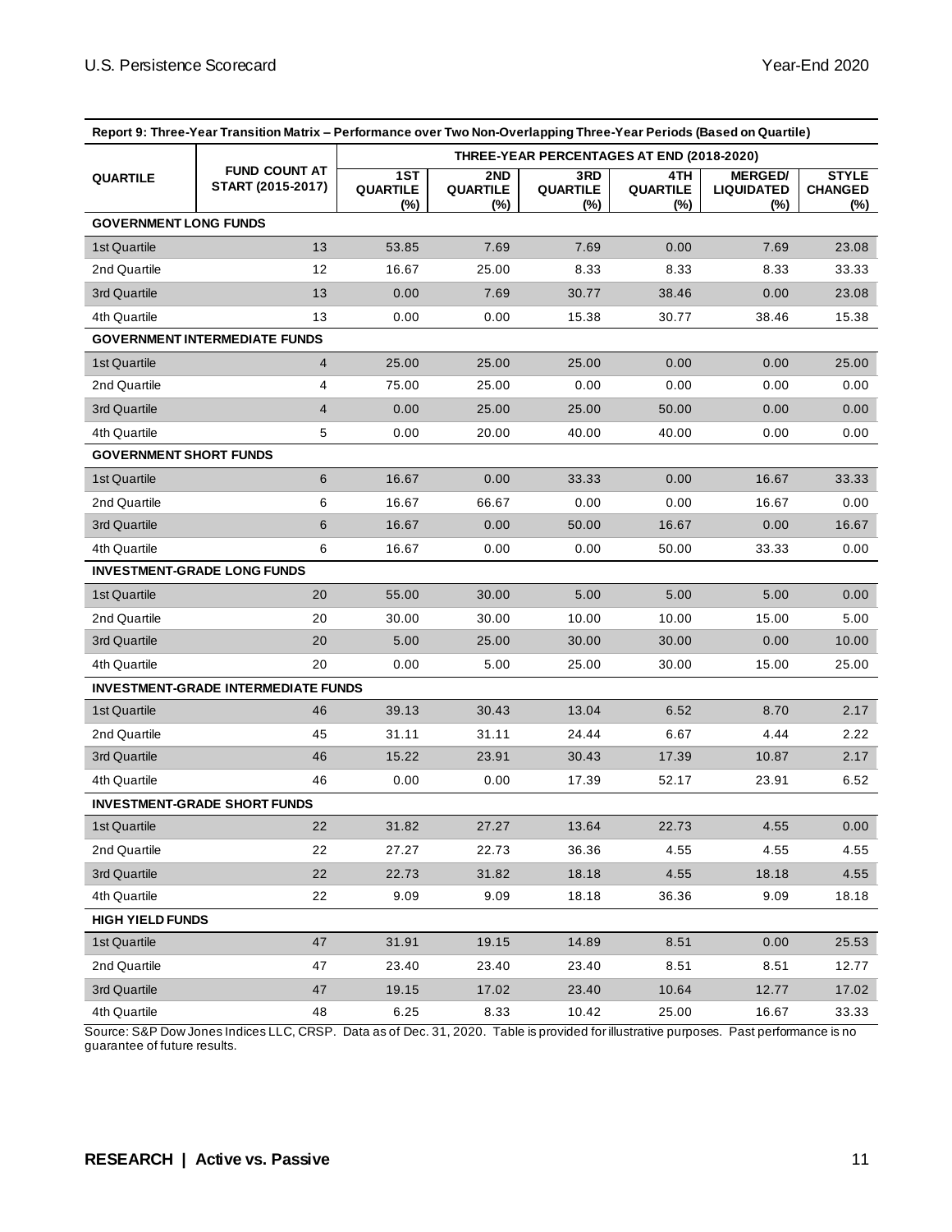| Report 9: Three-Year Transition Matrix – Performance over Two Non-Overlapping Three-Year Periods (Based on Quartile) | | | | | | | |
|---|---|---|---|---|---|---|---|
| QUARTILE | FUND COUNT AT START (2015-2017) | THREE-YEAR PERCENTAGES AT END (2018-2020) | | | | | |
| | | 1ST QUARTILE (%) | 2ND QUARTILE (%) | 3RD QUARTILE (%) | 4TH QUARTILE (%) | MERGED/ LIQUIDATED (%) | STYLE CHANGED (%) |
| **GOVERNMENT LONG FUNDS** | | | | | | | |
| 1st Quartile | 13 | 53.85 | 7.69 | 7.69 | 0.00 | 7.69 | 23.08 |
| 2nd Quartile | 12 | 16.67 | 25.00 | 8.33 | 8.33 | 8.33 | 33.33 |
| 3rd Quartile | 13 | 0.00 | 7.69 | 30.77 | 38.46 | 0.00 | 23.08 |
| 4th Quartile | 13 | 0.00 | 0.00 | 15.38 | 30.77 | 38.46 | 15.38 |
| **GOVERNMENT INTERMEDIATE FUNDS** | | | | | | | |
| 1st Quartile | 4 | 25.00 | 25.00 | 25.00 | 0.00 | 0.00 | 25.00 |
| 2nd Quartile | 4 | 75.00 | 25.00 | 0.00 | 0.00 | 0.00 | 0.00 |
| 3rd Quartile | 4 | 0.00 | 25.00 | 25.00 | 50.00 | 0.00 | 0.00 |
| 4th Quartile | 5 | 0.00 | 20.00 | 40.00 | 40.00 | 0.00 | 0.00 |
| **GOVERNMENT SHORT FUNDS** | | | | | | | |
| 1st Quartile | 6 | 16.67 | 0.00 | 33.33 | 0.00 | 16.67 | 33.33 |
| 2nd Quartile | 6 | 16.67 | 66.67 | 0.00 | 0.00 | 16.67 | 0.00 |
| 3rd Quartile | 6 | 16.67 | 0.00 | 50.00 | 16.67 | 0.00 | 16.67 |
| 4th Quartile | 6 | 16.67 | 0.00 | 0.00 | 50.00 | 33.33 | 0.00 |
| **INVESTMENT-GRADE LONG FUNDS** | | | | | | | |
| 1st Quartile | 20 | 55.00 | 30.00 | 5.00 | 5.00 | 5.00 | 0.00 |
| 2nd Quartile | 20 | 30.00 | 30.00 | 10.00 | 10.00 | 15.00 | 5.00 |
| 3rd Quartile | 20 | 5.00 | 25.00 | 30.00 | 30.00 | 0.00 | 10.00 |
| 4th Quartile | 20 | 0.00 | 5.00 | 25.00 | 30.00 | 15.00 | 25.00 |
| **INVESTMENT-GRADE INTERMEDIATE FUNDS** | | | | | | | |
| 1st Quartile | 46 | 39.13 | 30.43 | 13.04 | 6.52 | 8.70 | 2.17 |
| 2nd Quartile | 45 | 31.11 | 31.11 | 24.44 | 6.67 | 4.44 | 2.22 |
| 3rd Quartile | 46 | 15.22 | 23.91 | 30.43 | 17.39 | 10.87 | 2.17 |
| 4th Quartile | 46 | 0.00 | 0.00 | 17.39 | 52.17 | 23.91 | 6.52 |
| **INVESTMENT-GRADE SHORT FUNDS** | | | | | | | |
| 1st Quartile | 22 | 31.82 | 27.27 | 13.64 | 22.73 | 4.55 | 0.00 |
| 2nd Quartile | 22 | 27.27 | 22.73 | 36.36 | 4.55 | 4.55 | 4.55 |
| 3rd Quartile | 22 | 22.73 | 31.82 | 18.18 | 4.55 | 18.18 | 4.55 |
| 4th Quartile | 22 | 9.09 | 9.09 | 18.18 | 36.36 | 9.09 | 18.18 |
| **HIGH YIELD FUNDS** | | | | | | | |
| 1st Quartile | 47 | 31.91 | 19.15 | 14.89 | 8.51 | 0.00 | 25.53 |
| 2nd Quartile | 47 | 23.40 | 23.40 | 23.40 | 8.51 | 8.51 | 12.77 |
| 3rd Quartile | 47 | 19.15 | 17.02 | 23.40 | 10.64 | 12.77 | 17.02 |
| 4th Quartile | 48 | 6.25 | 8.33 | 10.42 | 25.00 | 16.67 | 33.33 |

Source: S&P Dow Jones Indices LLC, CRSP. Data as of Dec. 31, 2020. Table is provided for illustrative purposes. Past performance is no guarantee of future results.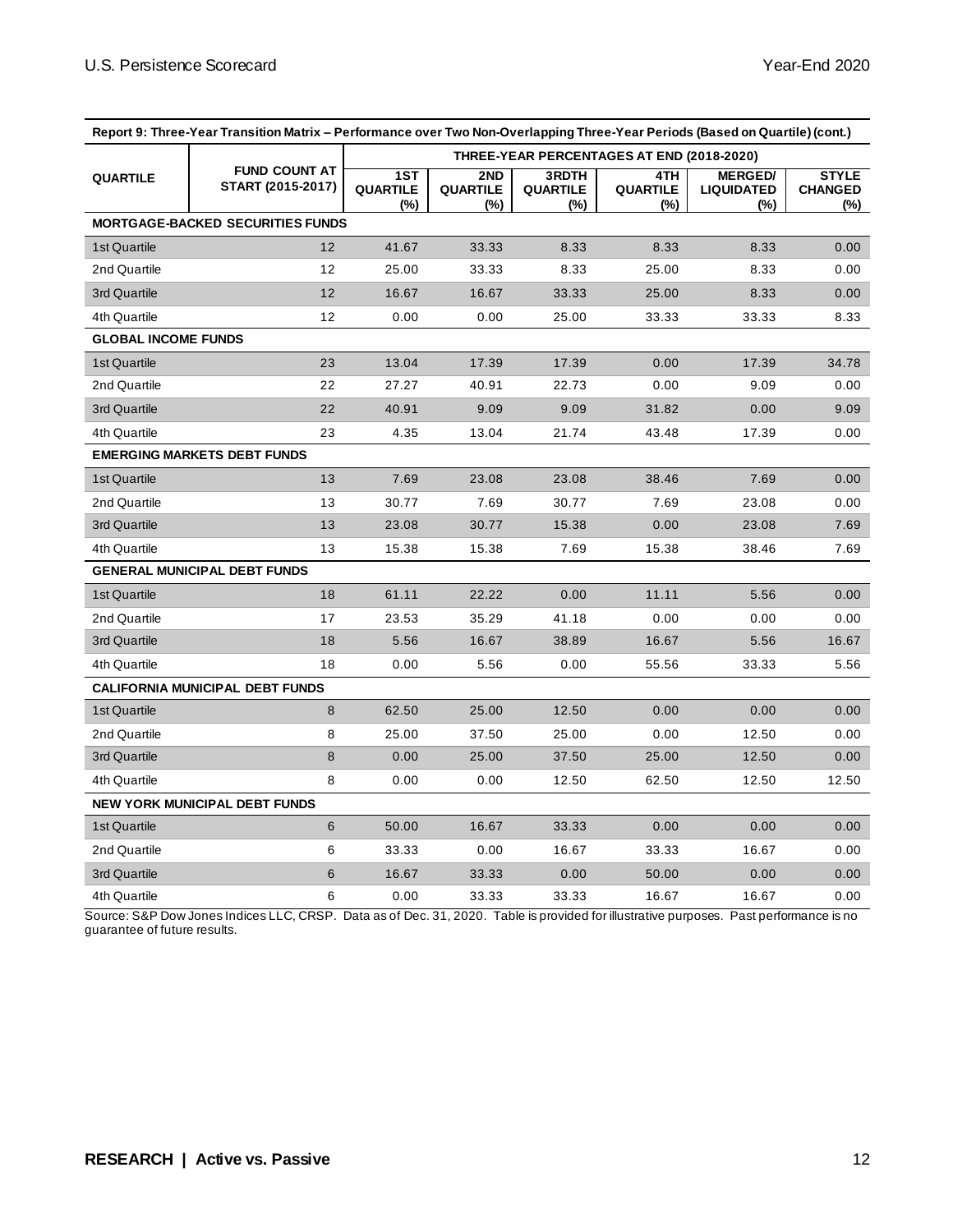| Report 9: Three-Year Transition Matrix – Performance over Two Non-Overlapping Three-Year Periods (Based on Quartile) (cont.) | | | | | | | |
|---|---|---|---|---|---|---|---|
| QUARTILE | FUND COUNT AT START (2015-2017) | THREE-YEAR PERCENTAGES AT END (2018-2020) | | | | | |
| | | 1ST QUARTILE (%) | 2ND QUARTILE (%) | 3RDTH QUARTILE (%) | 4TH QUARTILE (%) | MERGED/ LIQUIDATED (%) | STYLE CHANGED (%) |
| **MORTGAGE-BACKED SECURITIES FUNDS** | | | | | | | |
| 1st Quartile | 12 | 41.67 | 33.33 | 8.33 | 8.33 | 8.33 | 0.00 |
| 2nd Quartile | 12 | 25.00 | 33.33 | 8.33 | 25.00 | 8.33 | 0.00 |
| 3rd Quartile | 12 | 16.67 | 16.67 | 33.33 | 25.00 | 8.33 | 0.00 |
| 4th Quartile | 12 | 0.00 | 0.00 | 25.00 | 33.33 | 33.33 | 8.33 |
| **GLOBAL INCOME FUNDS** | | | | | | | |
| 1st Quartile | 23 | 13.04 | 17.39 | 17.39 | 0.00 | 17.39 | 34.78 |
| 2nd Quartile | 22 | 27.27 | 40.91 | 22.73 | 0.00 | 9.09 | 0.00 |
| 3rd Quartile | 22 | 40.91 | 9.09 | 9.09 | 31.82 | 0.00 | 9.09 |
| 4th Quartile | 23 | 4.35 | 13.04 | 21.74 | 43.48 | 17.39 | 0.00 |
| **EMERGING MARKETS DEBT FUNDS** | | | | | | | |
| 1st Quartile | 13 | 7.69 | 23.08 | 23.08 | 38.46 | 7.69 | 0.00 |
| 2nd Quartile | 13 | 30.77 | 7.69 | 30.77 | 7.69 | 23.08 | 0.00 |
| 3rd Quartile | 13 | 23.08 | 30.77 | 15.38 | 0.00 | 23.08 | 7.69 |
| 4th Quartile | 13 | 15.38 | 15.38 | 7.69 | 15.38 | 38.46 | 7.69 |
| **GENERAL MUNICIPAL DEBT FUNDS** | | | | | | | |
| 1st Quartile | 18 | 61.11 | 22.22 | 0.00 | 11.11 | 5.56 | 0.00 |
| 2nd Quartile | 17 | 23.53 | 35.29 | 41.18 | 0.00 | 0.00 | 0.00 |
| 3rd Quartile | 18 | 5.56 | 16.67 | 38.89 | 16.67 | 5.56 | 16.67 |
| 4th Quartile | 18 | 0.00 | 5.56 | 0.00 | 55.56 | 33.33 | 5.56 |
| **CALIFORNIA MUNICIPAL DEBT FUNDS** | | | | | | | |
| 1st Quartile | 8 | 62.50 | 25.00 | 12.50 | 0.00 | 0.00 | 0.00 |
| 2nd Quartile | 8 | 25.00 | 37.50 | 25.00 | 0.00 | 12.50 | 0.00 |
| 3rd Quartile | 8 | 0.00 | 25.00 | 37.50 | 25.00 | 12.50 | 0.00 |
| 4th Quartile | 8 | 0.00 | 0.00 | 12.50 | 62.50 | 12.50 | 12.50 |
| **NEW YORK MUNICIPAL DEBT FUNDS** | | | | | | | |
| 1st Quartile | 6 | 50.00 | 16.67 | 33.33 | 0.00 | 0.00 | 0.00 |
| 2nd Quartile | 6 | 33.33 | 0.00 | 16.67 | 33.33 | 16.67 | 0.00 |
| 3rd Quartile | 6 | 16.67 | 33.33 | 0.00 | 50.00 | 0.00 | 0.00 |
| 4th Quartile | 6 | 0.00 | 33.33 | 33.33 | 16.67 | 16.67 | 0.00 |

Source: S&P Dow Jones Indices LLC, CRSP. Data as of Dec. 31, 2020. Table is provided for illustrative purposes. Past performance is no guarantee of future results.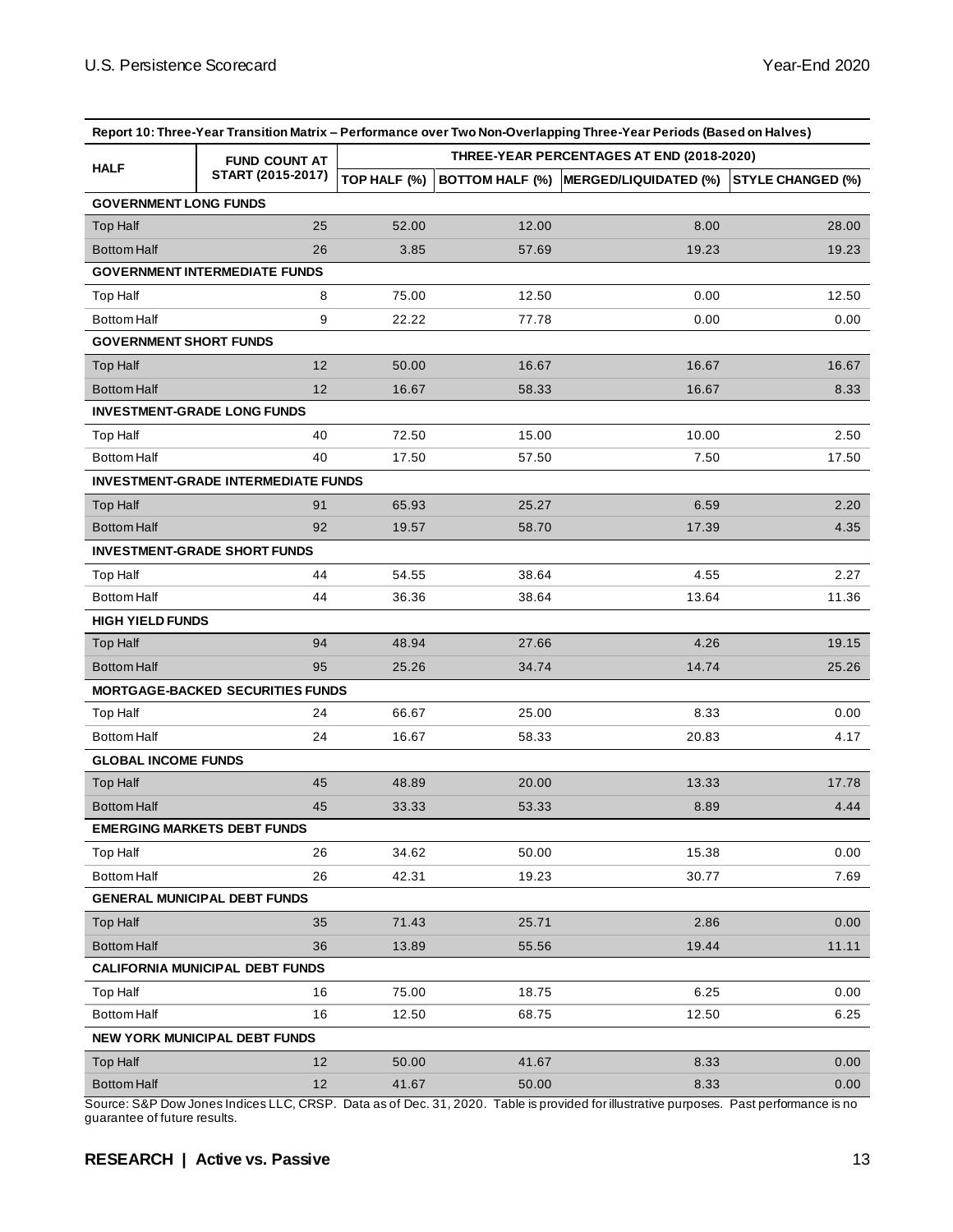**Report 10: Three-Year Transition Matrix – Performance over Two Non-Overlapping Three-Year Periods (Based on Halves)**

| HALF | FUND COUNT AT START (2015-2017) | THREE-YEAR PERCENTAGES AT END (2018-2020) | | | |
|---|---|---|---|---|---|
| | | TOP HALF (%) | BOTTOM HALF (%) | MERGED/LIQUIDATED (%) | STYLE CHANGED (%) |
| **GOVERNMENT LONG FUNDS** | | | | | |
| Top Half | 25 | 52.00 | 12.00 | 8.00 | 28.00 |
| Bottom Half | 26 | 3.85 | 57.69 | 19.23 | 19.23 |
| **GOVERNMENT INTERMEDIATE FUNDS** | | | | | |
| Top Half | 8 | 75.00 | 12.50 | 0.00 | 12.50 |
| Bottom Half | 9 | 22.22 | 77.78 | 0.00 | 0.00 |
| **GOVERNMENT SHORT FUNDS** | | | | | |
| Top Half | 12 | 50.00 | 16.67 | 16.67 | 16.67 |
| Bottom Half | 12 | 16.67 | 58.33 | 16.67 | 8.33 |
| **INVESTMENT-GRADE LONG FUNDS** | | | | | |
| Top Half | 40 | 72.50 | 15.00 | 10.00 | 2.50 |
| Bottom Half | 40 | 17.50 | 57.50 | 7.50 | 17.50 |
| **INVESTMENT-GRADE INTERMEDIATE FUNDS** | | | | | |
| Top Half | 91 | 65.93 | 25.27 | 6.59 | 2.20 |
| Bottom Half | 92 | 19.57 | 58.70 | 17.39 | 4.35 |
| **INVESTMENT-GRADE SHORT FUNDS** | | | | | |
| Top Half | 44 | 54.55 | 38.64 | 4.55 | 2.27 |
| Bottom Half | 44 | 36.36 | 38.64 | 13.64 | 11.36 |
| **HIGH YIELD FUNDS** | | | | | |
| Top Half | 94 | 48.94 | 27.66 | 4.26 | 19.15 |
| Bottom Half | 95 | 25.26 | 34.74 | 14.74 | 25.26 |
| **MORTGAGE-BACKED SECURITIES FUNDS** | | | | | |
| Top Half | 24 | 66.67 | 25.00 | 8.33 | 0.00 |
| Bottom Half | 24 | 16.67 | 58.33 | 20.83 | 4.17 |
| **GLOBAL INCOME FUNDS** | | | | | |
| Top Half | 45 | 48.89 | 20.00 | 13.33 | 17.78 |
| Bottom Half | 45 | 33.33 | 53.33 | 8.89 | 4.44 |
| **EMERGING MARKETS DEBT FUNDS** | | | | | |
| Top Half | 26 | 34.62 | 50.00 | 15.38 | 0.00 |
| Bottom Half | 26 | 42.31 | 19.23 | 30.77 | 7.69 |
| **GENERAL MUNICIPAL DEBT FUNDS** | | | | | |
| Top Half | 35 | 71.43 | 25.71 | 2.86 | 0.00 |
| Bottom Half | 36 | 13.89 | 55.56 | 19.44 | 11.11 |
| **CALIFORNIA MUNICIPAL DEBT FUNDS** | | | | | |
| Top Half | 16 | 75.00 | 18.75 | 6.25 | 0.00 |
| Bottom Half | 16 | 12.50 | 68.75 | 12.50 | 6.25 |
| **NEW YORK MUNICIPAL DEBT FUNDS** | | | | | |
| Top Half | 12 | 50.00 | 41.67 | 8.33 | 0.00 |
| Bottom Half | 12 | 41.67 | 50.00 | 8.33 | 0.00 |

Source: S&P Dow Jones Indices LLC, CRSP. Data as of Dec. 31, 2020. Table is provided for illustrative purposes. Past performance is no guarantee of future results.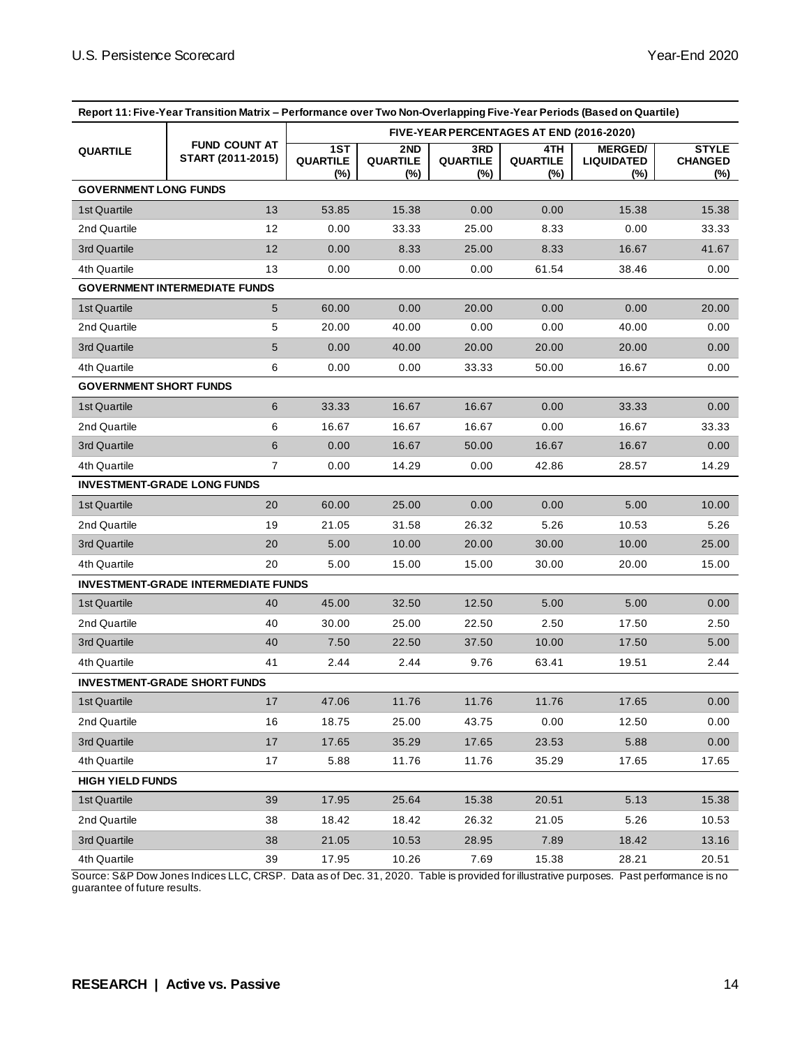**Report 11: Five-Year Transition Matrix – Performance over Two Non-Overlapping Five-Year Periods (Based on Quartile)**

| QUARTILE | FUND COUNT AT START (2011-2015) | FIVE-YEAR PERCENTAGES AT END (2016-2020) | | | | | |
|---|---|---|---|---|---|---|---|
| | | 1ST QUARTILE (%) | 2ND QUARTILE (%) | 3RD QUARTILE (%) | 4TH QUARTILE (%) | MERGED/ LIQUIDATED (%) | STYLE CHANGED (%) |
| **GOVERNMENT LONG FUNDS** | | | | | | | |
| 1st Quartile | 13 | 53.85 | 15.38 | 0.00 | 0.00 | 15.38 | 15.38 |
| 2nd Quartile | 12 | 0.00 | 33.33 | 25.00 | 8.33 | 0.00 | 33.33 |
| 3rd Quartile | 12 | 0.00 | 8.33 | 25.00 | 8.33 | 16.67 | 41.67 |
| 4th Quartile | 13 | 0.00 | 0.00 | 0.00 | 61.54 | 38.46 | 0.00 |
| **GOVERNMENT INTERMEDIATE FUNDS** | | | | | | | |
| 1st Quartile | 5 | 60.00 | 0.00 | 20.00 | 0.00 | 0.00 | 20.00 |
| 2nd Quartile | 5 | 20.00 | 40.00 | 0.00 | 0.00 | 40.00 | 0.00 |
| 3rd Quartile | 5 | 0.00 | 40.00 | 20.00 | 20.00 | 20.00 | 0.00 |
| 4th Quartile | 6 | 0.00 | 0.00 | 33.33 | 50.00 | 16.67 | 0.00 |
| **GOVERNMENT SHORT FUNDS** | | | | | | | |
| 1st Quartile | 6 | 33.33 | 16.67 | 16.67 | 0.00 | 33.33 | 0.00 |
| 2nd Quartile | 6 | 16.67 | 16.67 | 16.67 | 0.00 | 16.67 | 33.33 |
| 3rd Quartile | 6 | 0.00 | 16.67 | 50.00 | 16.67 | 16.67 | 0.00 |
| 4th Quartile | 7 | 0.00 | 14.29 | 0.00 | 42.86 | 28.57 | 14.29 |
| **INVESTMENT-GRADE LONG FUNDS** | | | | | | | |
| 1st Quartile | 20 | 60.00 | 25.00 | 0.00 | 0.00 | 5.00 | 10.00 |
| 2nd Quartile | 19 | 21.05 | 31.58 | 26.32 | 5.26 | 10.53 | 5.26 |
| 3rd Quartile | 20 | 5.00 | 10.00 | 20.00 | 30.00 | 10.00 | 25.00 |
| 4th Quartile | 20 | 5.00 | 15.00 | 15.00 | 30.00 | 20.00 | 15.00 |
| **INVESTMENT-GRADE INTERMEDIATE FUNDS** | | | | | | | |
| 1st Quartile | 40 | 45.00 | 32.50 | 12.50 | 5.00 | 5.00 | 0.00 |
| 2nd Quartile | 40 | 30.00 | 25.00 | 22.50 | 2.50 | 17.50 | 2.50 |
| 3rd Quartile | 40 | 7.50 | 22.50 | 37.50 | 10.00 | 17.50 | 5.00 |
| 4th Quartile | 41 | 2.44 | 2.44 | 9.76 | 63.41 | 19.51 | 2.44 |
| **INVESTMENT-GRADE SHORT FUNDS** | | | | | | | |
| 1st Quartile | 17 | 47.06 | 11.76 | 11.76 | 11.76 | 17.65 | 0.00 |
| 2nd Quartile | 16 | 18.75 | 25.00 | 43.75 | 0.00 | 12.50 | 0.00 |
| 3rd Quartile | 17 | 17.65 | 35.29 | 17.65 | 23.53 | 5.88 | 0.00 |
| 4th Quartile | 17 | 5.88 | 11.76 | 11.76 | 35.29 | 17.65 | 17.65 |
| **HIGH YIELD FUNDS** | | | | | | | |
| 1st Quartile | 39 | 17.95 | 25.64 | 15.38 | 20.51 | 5.13 | 15.38 |
| 2nd Quartile | 38 | 18.42 | 18.42 | 26.32 | 21.05 | 5.26 | 10.53 |
| 3rd Quartile | 38 | 21.05 | 10.53 | 28.95 | 7.89 | 18.42 | 13.16 |
| 4th Quartile | 39 | 17.95 | 10.26 | 7.69 | 15.38 | 28.21 | 20.51 |

Source: S&P Dow Jones Indices LLC, CRSP. Data as of Dec. 31, 2020. Table is provided for illustrative purposes. Past performance is no guarantee of future results.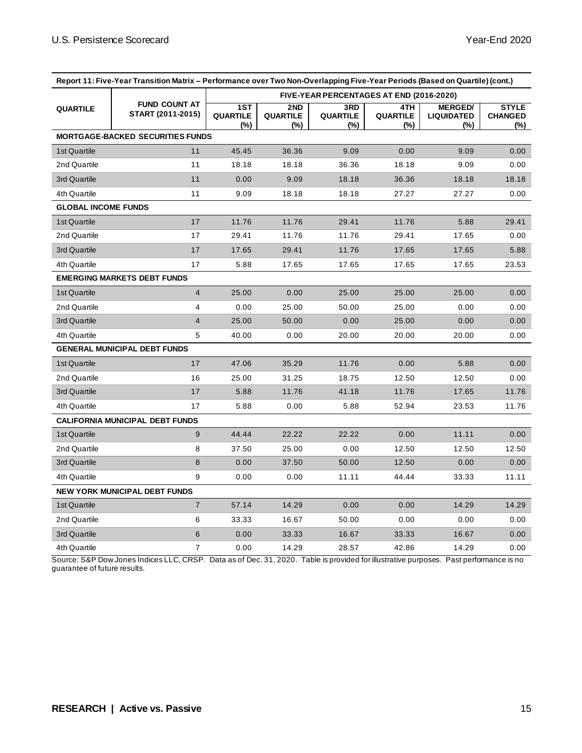| Report 11: Five-Year Transition Matrix – Performance over Two Non-Overlapping Five-Year Periods (Based on Quartile) (cont.) | | | | | | | |
|---|---|---|---|---|---|---|---|
| QUARTILE | FUND COUNT AT START (2011-2015) | FIVE-YEAR PERCENTAGES AT END (2016-2020) | | | | | |
| | | 1ST QUARTILE (%) | 2ND QUARTILE (%) | 3RD QUARTILE (%) | 4TH QUARTILE (%) | MERGED/ LIQUIDATED (%) | STYLE CHANGED (%) |
| **MORTGAGE-BACKED SECURITIES FUNDS** | | | | | | | |
| 1st Quartile | 11 | 45.45 | 36.36 | 9.09 | 0.00 | 9.09 | 0.00 |
| 2nd Quartile | 11 | 18.18 | 18.18 | 36.36 | 18.18 | 9.09 | 0.00 |
| 3rd Quartile | 11 | 0.00 | 9.09 | 18.18 | 36.36 | 18.18 | 18.18 |
| 4th Quartile | 11 | 9.09 | 18.18 | 18.18 | 27.27 | 27.27 | 0.00 |
| **GLOBAL INCOME FUNDS** | | | | | | | |
| 1st Quartile | 17 | 11.76 | 11.76 | 29.41 | 11.76 | 5.88 | 29.41 |
| 2nd Quartile | 17 | 29.41 | 11.76 | 11.76 | 29.41 | 17.65 | 0.00 |
| 3rd Quartile | 17 | 17.65 | 29.41 | 11.76 | 17.65 | 17.65 | 5.88 |
| 4th Quartile | 17 | 5.88 | 17.65 | 17.65 | 17.65 | 17.65 | 23.53 |
| **EMERGING MARKETS DEBT FUNDS** | | | | | | | |
| 1st Quartile | 4 | 25.00 | 0.00 | 25.00 | 25.00 | 25.00 | 0.00 |
| 2nd Quartile | 4 | 0.00 | 25.00 | 50.00 | 25.00 | 0.00 | 0.00 |
| 3rd Quartile | 4 | 25.00 | 50.00 | 0.00 | 25.00 | 0.00 | 0.00 |
| 4th Quartile | 5 | 40.00 | 0.00 | 20.00 | 20.00 | 20.00 | 0.00 |
| **GENERAL MUNICIPAL DEBT FUNDS** | | | | | | | |
| 1st Quartile | 17 | 47.06 | 35.29 | 11.76 | 0.00 | 5.88 | 0.00 |
| 2nd Quartile | 16 | 25.00 | 31.25 | 18.75 | 12.50 | 12.50 | 0.00 |
| 3rd Quartile | 17 | 5.88 | 11.76 | 41.18 | 11.76 | 17.65 | 11.76 |
| 4th Quartile | 17 | 5.88 | 0.00 | 5.88 | 52.94 | 23.53 | 11.76 |
| **CALIFORNIA MUNICIPAL DEBT FUNDS** | | | | | | | |
| 1st Quartile | 9 | 44.44 | 22.22 | 22.22 | 0.00 | 11.11 | 0.00 |
| 2nd Quartile | 8 | 37.50 | 25.00 | 0.00 | 12.50 | 12.50 | 12.50 |
| 3rd Quartile | 8 | 0.00 | 37.50 | 50.00 | 12.50 | 0.00 | 0.00 |
| 4th Quartile | 9 | 0.00 | 0.00 | 11.11 | 44.44 | 33.33 | 11.11 |
| **NEW YORK MUNICIPAL DEBT FUNDS** | | | | | | | |
| 1st Quartile | 7 | 57.14 | 14.29 | 0.00 | 0.00 | 14.29 | 14.29 |
| 2nd Quartile | 6 | 33.33 | 16.67 | 50.00 | 0.00 | 0.00 | 0.00 |
| 3rd Quartile | 6 | 0.00 | 33.33 | 16.67 | 33.33 | 16.67 | 0.00 |
| 4th Quartile | 7 | 0.00 | 14.29 | 28.57 | 42.86 | 14.29 | 0.00 |

Source: S&P Dow Jones Indices LLC, CRSP. Data as of Dec. 31, 2020. Table is provided for illustrative purposes. Past performance is no guarantee of future results.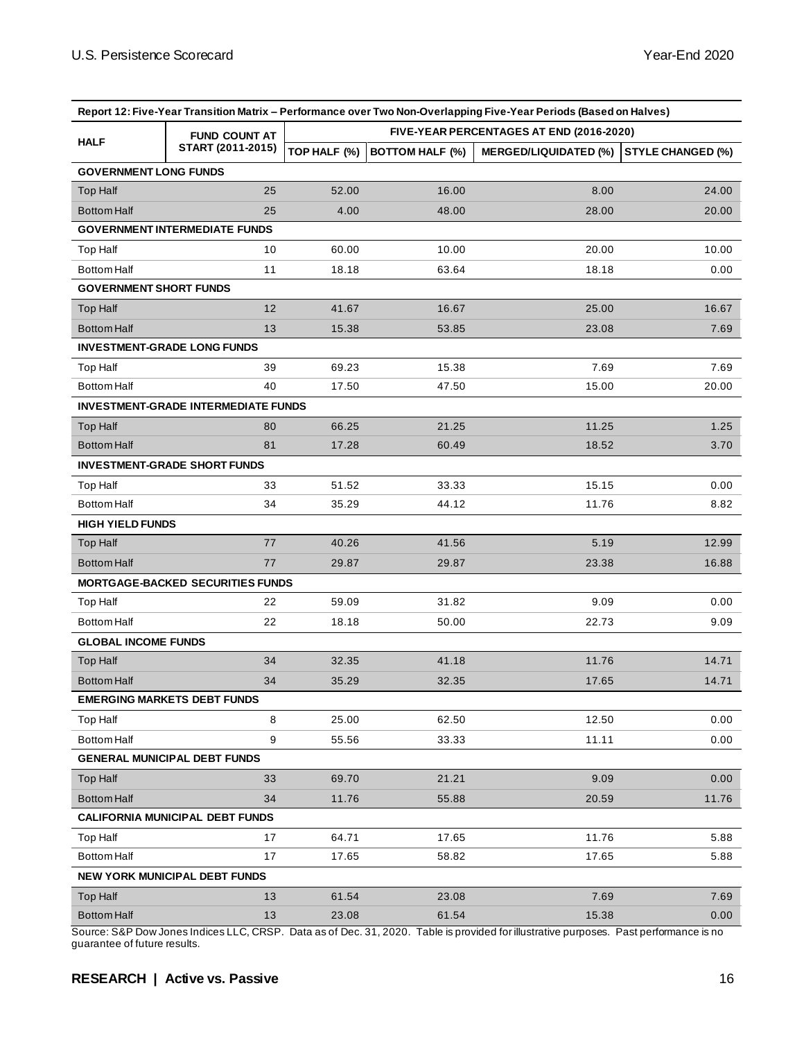| Report 12: Five-Year Transition Matrix – Performance over Two Non-Overlapping Five-Year Periods (Based on Halves) | | | | | |
|---|---|---|---|---|---|
| HALF | FUND COUNT AT START (2011-2015) | FIVE-YEAR PERCENTAGES AT END (2016-2020) | | | |
| | | TOP HALF (%) | BOTTOM HALF (%) | MERGED/LIQUIDATED (%) | STYLE CHANGED (%) |
| **GOVERNMENT LONG FUNDS** | | | | | |
| Top Half | 25 | 52.00 | 16.00 | 8.00 | 24.00 |
| Bottom Half | 25 | 4.00 | 48.00 | 28.00 | 20.00 |
| **GOVERNMENT INTERMEDIATE FUNDS** | | | | | |
| Top Half | 10 | 60.00 | 10.00 | 20.00 | 10.00 |
| Bottom Half | 11 | 18.18 | 63.64 | 18.18 | 0.00 |
| **GOVERNMENT SHORT FUNDS** | | | | | |
| Top Half | 12 | 41.67 | 16.67 | 25.00 | 16.67 |
| Bottom Half | 13 | 15.38 | 53.85 | 23.08 | 7.69 |
| **INVESTMENT-GRADE LONG FUNDS** | | | | | |
| Top Half | 39 | 69.23 | 15.38 | 7.69 | 7.69 |
| Bottom Half | 40 | 17.50 | 47.50 | 15.00 | 20.00 |
| **INVESTMENT-GRADE INTERMEDIATE FUNDS** | | | | | |
| Top Half | 80 | 66.25 | 21.25 | 11.25 | 1.25 |
| Bottom Half | 81 | 17.28 | 60.49 | 18.52 | 3.70 |
| **INVESTMENT-GRADE SHORT FUNDS** | | | | | |
| Top Half | 33 | 51.52 | 33.33 | 15.15 | 0.00 |
| Bottom Half | 34 | 35.29 | 44.12 | 11.76 | 8.82 |
| **HIGH YIELD FUNDS** | | | | | |
| Top Half | 77 | 40.26 | 41.56 | 5.19 | 12.99 |
| Bottom Half | 77 | 29.87 | 29.87 | 23.38 | 16.88 |
| **MORTGAGE-BACKED SECURITIES FUNDS** | | | | | |
| Top Half | 22 | 59.09 | 31.82 | 9.09 | 0.00 |
| Bottom Half | 22 | 18.18 | 50.00 | 22.73 | 9.09 |
| **GLOBAL INCOME FUNDS** | | | | | |
| Top Half | 34 | 32.35 | 41.18 | 11.76 | 14.71 |
| Bottom Half | 34 | 35.29 | 32.35 | 17.65 | 14.71 |
| **EMERGING MARKETS DEBT FUNDS** | | | | | |
| Top Half | 8 | 25.00 | 62.50 | 12.50 | 0.00 |
| Bottom Half | 9 | 55.56 | 33.33 | 11.11 | 0.00 |
| **GENERAL MUNICIPAL DEBT FUNDS** | | | | | |
| Top Half | 33 | 69.70 | 21.21 | 9.09 | 0.00 |
| Bottom Half | 34 | 11.76 | 55.88 | 20.59 | 11.76 |
| **CALIFORNIA MUNICIPAL DEBT FUNDS** | | | | | |
| Top Half | 17 | 64.71 | 17.65 | 11.76 | 5.88 |
| Bottom Half | 17 | 17.65 | 58.82 | 17.65 | 5.88 |
| **NEW YORK MUNICIPAL DEBT FUNDS** | | | | | |
| Top Half | 13 | 61.54 | 23.08 | 7.69 | 7.69 |
| Bottom Half | 13 | 23.08 | 61.54 | 15.38 | 0.00 |

Source: S&P Dow Jones Indices LLC, CRSP. Data as of Dec. 31, 2020. Table is provided for illustrative purposes. Past performance is no guarantee of future results.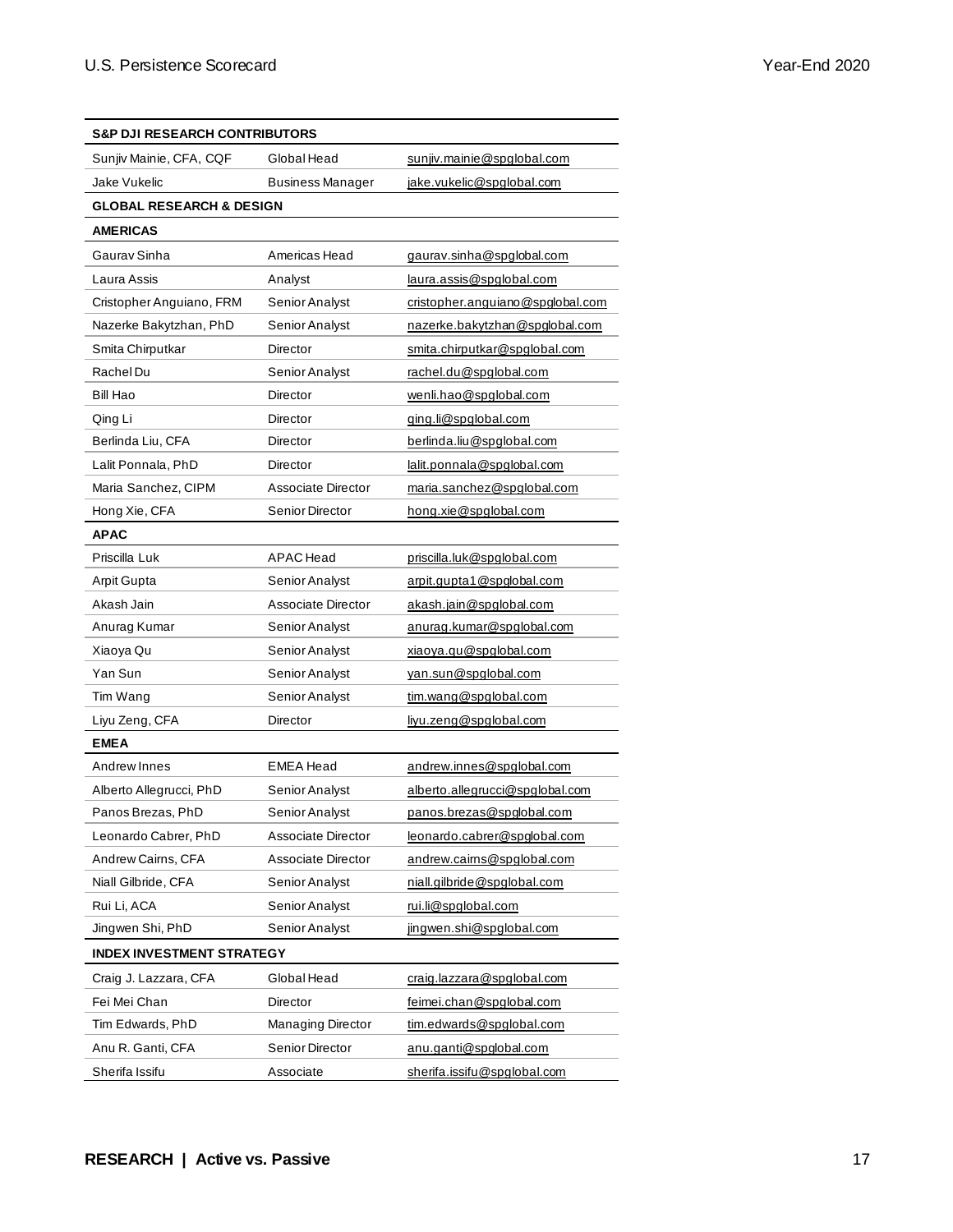| S&P DJI RESEARCH CONTRIBUTORS | | |
|---|---|---|
| Sunjiv Mainie, CFA, CQF | Global Head | sunjiv.mainie@spglobal.com |
| Jake Vukelic | Business Manager | jake.vukelic@spglobal.com |
| **GLOBAL RESEARCH & DESIGN** | | |
| **AMERICAS** | | |
| Gaurav Sinha | Americas Head | gaurav.sinha@spglobal.com |
| Laura Assis | Analyst | laura.assis@spglobal.com |
| Cristopher Anguiano, FRM | Senior Analyst | cristopher.anguiano@spglobal.com |
| Nazerke Bakytzhan, PhD | Senior Analyst | nazerke.bakytzhan@spglobal.com |
| Smita Chirputkar | Director | smita.chirputkar@spglobal.com |
| Rachel Du | Senior Analyst | rachel.du@spglobal.com |
| Bill Hao | Director | wenli.hao@spglobal.com |
| Qing Li | Director | qing.li@spglobal.com |
| Berlinda Liu, CFA | Director | berlinda.liu@spglobal.com |
| Lalit Ponnala, PhD | Director | lalit.ponnala@spglobal.com |
| Maria Sanchez, CIPM | Associate Director | maria.sanchez@spglobal.com |
| Hong Xie, CFA | Senior Director | hong.xie@spglobal.com |
| **APAC** | | |
| Priscilla Luk | APAC Head | priscilla.luk@spglobal.com |
| Arpit Gupta | Senior Analyst | arpit.gupta1@spglobal.com |
| Akash Jain | Associate Director | akash.jain@spglobal.com |
| Anurag Kumar | Senior Analyst | anurag.kumar@spglobal.com |
| Xiaoya Qu | Senior Analyst | xiaoya.qu@spglobal.com |
| Yan Sun | Senior Analyst | yan.sun@spglobal.com |
| Tim Wang | Senior Analyst | tim.wang@spglobal.com |
| Liyu Zeng, CFA | Director | liyu.zeng@spglobal.com |
| **EMEA** | | |
| Andrew Innes | EMEA Head | andrew.innes@spglobal.com |
| Alberto Allegrucci, PhD | Senior Analyst | alberto.allegrucci@spglobal.com |
| Panos Brezas, PhD | Senior Analyst | panos.brezas@spglobal.com |
| Leonardo Cabrer, PhD | Associate Director | leonardo.cabrer@spglobal.com |
| Andrew Cairns, CFA | Associate Director | andrew.cairns@spglobal.com |
| Niall Gilbride, CFA | Senior Analyst | niall.gilbride@spglobal.com |
| Rui Li, ACA | Senior Analyst | rui.li@spglobal.com |
| Jingwen Shi, PhD | Senior Analyst | jingwen.shi@spglobal.com |
| **INDEX INVESTMENT STRATEGY** | | |
| Craig J. Lazzara, CFA | Global Head | craig.lazzara@spglobal.com |
| Fei Mei Chan | Director | feimei.chan@spglobal.com |
| Tim Edwards, PhD | Managing Director | tim.edwards@spglobal.com |
| Anu R. Ganti, CFA | Senior Director | anu.ganti@spglobal.com |
| Sherifa Issifu | Associate | sherifa.issifu@spglobal.com |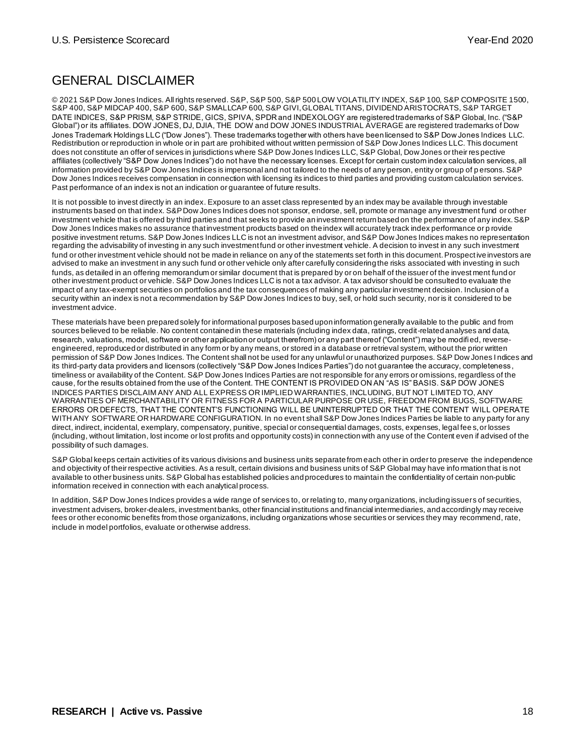# GENERAL DISCLAIMER

© 2021 S&P Dow Jones Indices. All rights reserved. S&P, S&P 500, S&P 500 LOW VOLATILITY INDEX, S&P 100, S&P COMPOSITE 1500, S&P 400, S&P MIDCAP 400, S&P 600, S&P SMALLCAP 600, S&P GIVI, GLOBAL TITANS, DIVIDEND ARISTOCRATS, S&P TARGET DATE INDICES, S&P PRISM, S&P STRIDE, GICS, SPIVA, SPDR and INDEXOLOGY are registered trademarks of S&P Global, Inc. ("S&P Global") or its affiliates. DOW JONES, DJ, DJIA, THE DOW and DOW JONES INDUSTRIAL AVERAGE are registered trademarks of Dow Jones Trademark Holdings LLC ("Dow Jones"). These trademarks together with others have been licensed to S&P Dow Jones Indices LLC. Redistribution or reproduction in whole or in part are prohibited without written permission of S&P Dow Jones Indices LLC. This document does not constitute an offer of services in jurisdictions where S&P Dow Jones Indices LLC, S&P Global, Dow Jones or their respective affiliates (collectively "S&P Dow Jones Indices") do not have the necessary licenses. Except for certain custom index calculation services, all information provided by S&P Dow Jones Indices is impersonal and not tailored to the needs of any person, entity or group of persons. S&P Dow Jones Indices receives compensation in connection with licensing its indices to third parties and providing custom calculation services. Past performance of an index is not an indication or guarantee of future results.

It is not possible to invest directly in an index. Exposure to an asset class represented by an index may be available through investable instruments based on that index. S&P Dow Jones Indices does not sponsor, endorse, sell, promote or manage any investment fund or other investment vehicle that is offered by third parties and that seeks to provide an investment return based on the performance of any index. S&P Dow Jones Indices makes no assurance that investment products based on the index will accurately track index performance or provide positive investment returns. S&P Dow Jones Indices LLC is not an investment advisor, and S&P Dow Jones Indices makes no representation regarding the advisability of investing in any such investment fund or other investment vehicle. A decision to invest in any such investment fund or other investment vehicle should not be made in reliance on any of the statements set forth in this document. Prospective investors are advised to make an investment in any such fund or other vehicle only after carefully considering the risks associated with investing in such funds, as detailed in an offering memorandum or similar document that is prepared by or on behalf of the issuer of the investment fund or other investment product or vehicle. S&P Dow Jones Indices LLC is not a tax advisor. A tax advisor should be consulted to evaluate the impact of any tax-exempt securities on portfolios and the tax consequences of making any particular investment decision. Inclusion of a security within an index is not a recommendation by S&P Dow Jones Indices to buy, sell, or hold such security, nor is it considered to be investment advice.

These materials have been prepared solely for informational purposes based upon information generally available to the public and from sources believed to be reliable. No content contained in these materials (including index data, ratings, credit-related analyses and data, research, valuations, model, software or other application or output therefrom) or any part thereof ("Content") may be modified, reverse-engineered, reproduced or distributed in any form or by any means, or stored in a database or retrieval system, without the prior written permission of S&P Dow Jones Indices. The Content shall not be used for any unlawful or unauthorized purposes. S&P Dow Jones Indices and its third-party data providers and licensors (collectively "S&P Dow Jones Indices Parties") do not guarantee the accuracy, completeness, timeliness or availability of the Content. S&P Dow Jones Indices Parties are not responsible for any errors or omissions, regardless of the cause, for the results obtained from the use of the Content. THE CONTENT IS PROVIDED ON AN "AS IS" BASIS. S&P DOW JONES INDICES PARTIES DISCLAIM ANY AND ALL EXPRESS OR IMPLIED WARRANTIES, INCLUDING, BUT NOT LIMITED TO, ANY WARRANTIES OF MERCHANTABILITY OR FITNESS FOR A PARTICULAR PURPOSE OR USE, FREEDOM FROM BUGS, SOFTWARE ERRORS OR DEFECTS, THAT THE CONTENT'S FUNCTIONING WILL BE UNINTERRUPTED OR THAT THE CONTENT WILL OPERATE WITH ANY SOFTWARE OR HARDWARE CONFIGURATION. In no event shall S&P Dow Jones Indices Parties be liable to any party for any direct, indirect, incidental, exemplary, compensatory, punitive, special or consequential damages, costs, expenses, legal fees, or losses (including, without limitation, lost income or lost profits and opportunity costs) in connection with any use of the Content even if advised of the possibility of such damages.

S&P Global keeps certain activities of its various divisions and business units separate from each other in order to preserve the independence and objectivity of their respective activities. As a result, certain divisions and business units of S&P Global may have information that is not available to other business units. S&P Global has established policies and procedures to maintain the confidentiality of certain non-public information received in connection with each analytical process.

In addition, S&P Dow Jones Indices provides a wide range of services to, or relating to, many organizations, including issuers of securities, investment advisers, broker-dealers, investment banks, other financial institutions and financial intermediaries, and accordingly may receive fees or other economic benefits from those organizations, including organizations whose securities or services they may recommend, rate, include in model portfolios, evaluate or otherwise address.